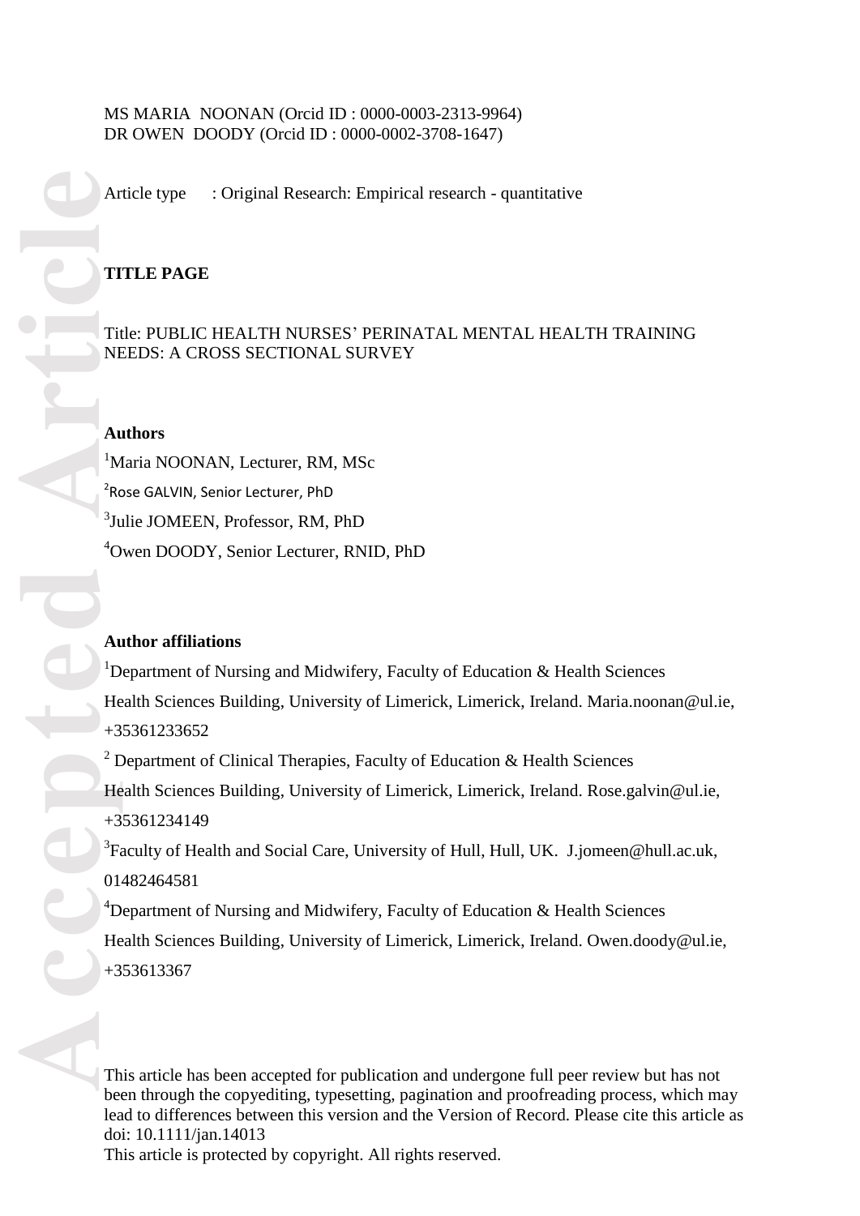MS MARIA NOONAN (Orcid ID : 0000-0003-2313-9964)
DR OWEN DOODY (Orcid ID : 0000-0002-3708-1647)

Article type : Original Research: Empirical research - quantitative

**TITLE PAGE**

Title: PUBLIC HEALTH NURSES' PERINATAL MENTAL HEALTH TRAINING NEEDS: A CROSS SECTIONAL SURVEY

**Authors**

[1]Maria NOONAN, Lecturer, RM, MSc

[2]Rose GALVIN, Senior Lecturer, PhD

[3]Julie JOMEEN, Professor, RM, PhD

[4]Owen DOODY, Senior Lecturer, RNID, PhD

**Author affiliations**

[1]Department of Nursing and Midwifery, Faculty of Education & Health Sciences
Health Sciences Building, University of Limerick, Limerick, Ireland. Maria.noonan@ul.ie, +35361233652

[2] Department of Clinical Therapies, Faculty of Education & Health Sciences
Health Sciences Building, University of Limerick, Limerick, Ireland. Rose.galvin@ul.ie, +35361234149

[3]Faculty of Health and Social Care, University of Hull, Hull, UK. J.jomeen@hull.ac.uk, 01482464581

[4]Department of Nursing and Midwifery, Faculty of Education & Health Sciences
Health Sciences Building, University of Limerick, Limerick, Ireland. Owen.doody@ul.ie, +353613367

This article has been accepted for publication and undergone full peer review but has not been through the copyediting, typesetting, pagination and proofreading process, which may lead to differences between this version and the Version of Record. Please cite this article as doi: 10.1111/jan.14013
This article is protected by copyright. All rights reserved.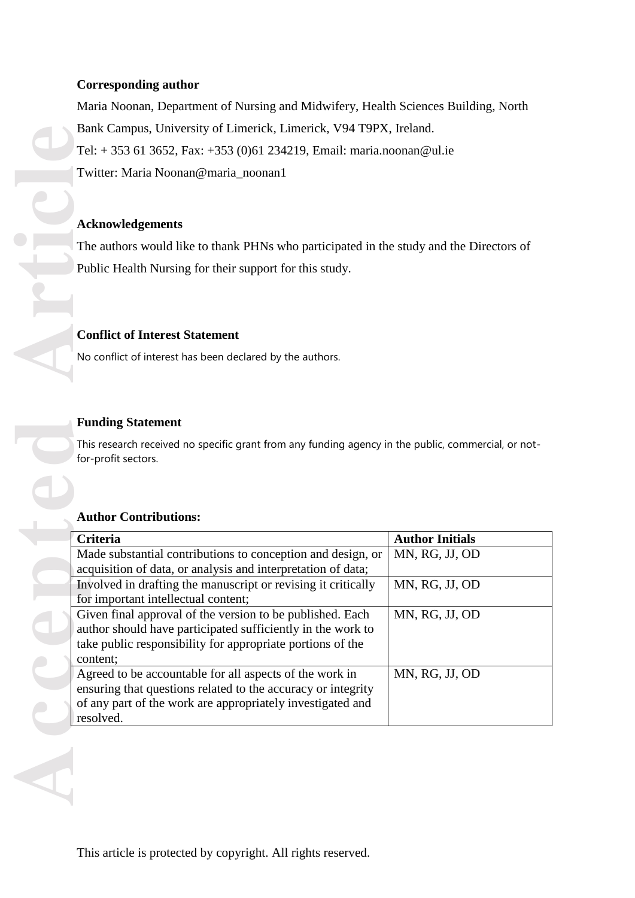**Corresponding author**

Maria Noonan, Department of Nursing and Midwifery, Health Sciences Building, North Bank Campus, University of Limerick, Limerick, V94 T9PX, Ireland.

Tel: + 353 61 3652, Fax: +353 (0)61 234219, Email: maria.noonan@ul.ie

Twitter: Maria Noonan@maria_noonan1

**Acknowledgements**

The authors would like to thank PHNs who participated in the study and the Directors of Public Health Nursing for their support for this study.

**Conflict of Interest Statement**

No conflict of interest has been declared by the authors.

**Funding Statement**

This research received no specific grant from any funding agency in the public, commercial, or not-for-profit sectors.

**Author Contributions:**

| Criteria | Author Initials |
|---|---|
| Made substantial contributions to conception and design, or acquisition of data, or analysis and interpretation of data; | MN, RG, JJ, OD |
| Involved in drafting the manuscript or revising it critically for important intellectual content; | MN, RG, JJ, OD |
| Given final approval of the version to be published. Each author should have participated sufficiently in the work to take public responsibility for appropriate portions of the content; | MN, RG, JJ, OD |
| Agreed to be accountable for all aspects of the work in ensuring that questions related to the accuracy or integrity of any part of the work are appropriately investigated and resolved. | MN, RG, JJ, OD |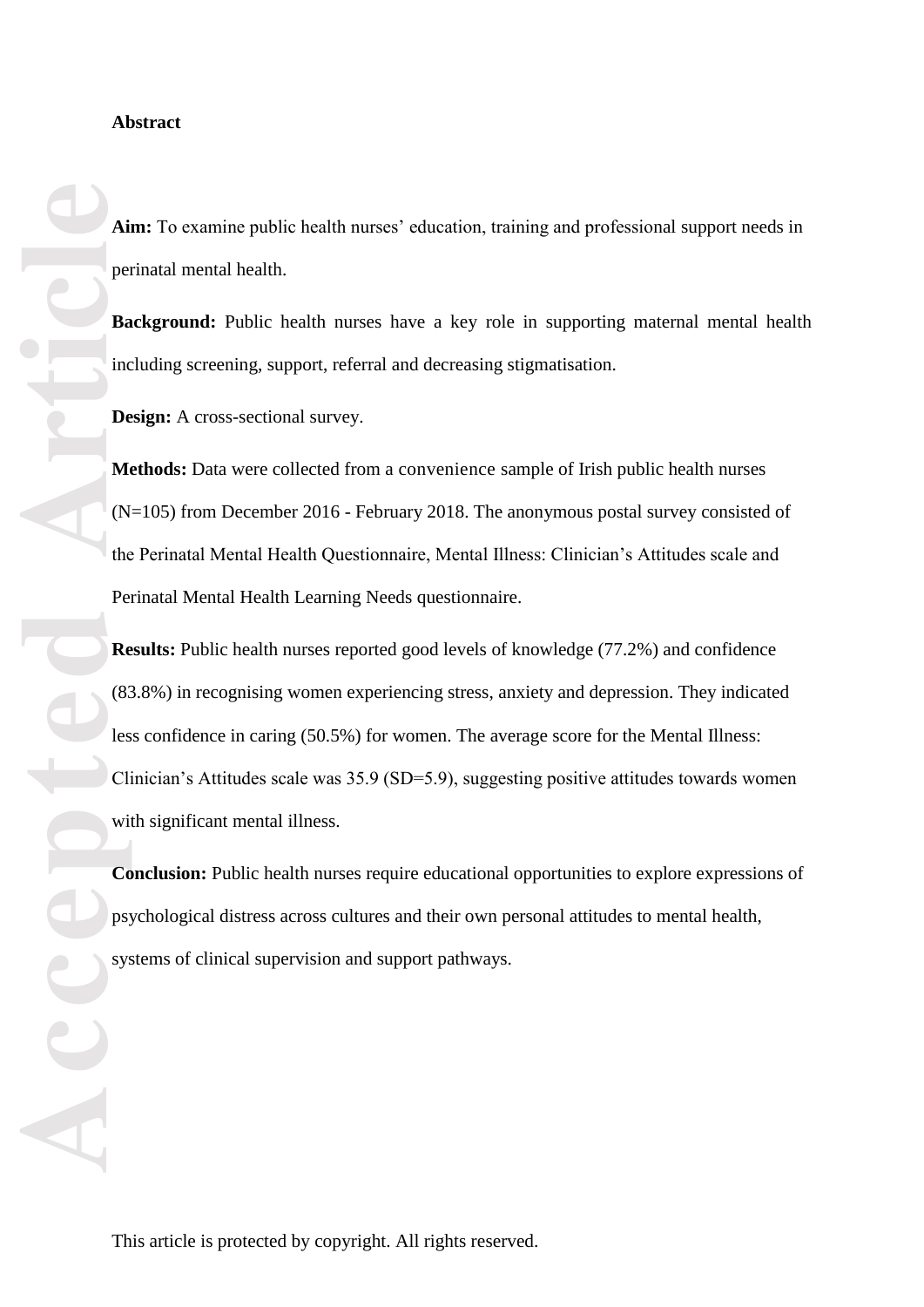**Abstract**

**Aim:** To examine public health nurses' education, training and professional support needs in perinatal mental health.

**Background:** Public health nurses have a key role in supporting maternal mental health including screening, support, referral and decreasing stigmatisation.

**Design:** A cross-sectional survey.

**Methods:** Data were collected from a convenience sample of Irish public health nurses (N=105) from December 2016 - February 2018. The anonymous postal survey consisted of the Perinatal Mental Health Questionnaire, Mental Illness: Clinician's Attitudes scale and Perinatal Mental Health Learning Needs questionnaire.

**Results:** Public health nurses reported good levels of knowledge (77.2%) and confidence (83.8%) in recognising women experiencing stress, anxiety and depression. They indicated less confidence in caring (50.5%) for women. The average score for the Mental Illness: Clinician's Attitudes scale was 35.9 (SD=5.9), suggesting positive attitudes towards women with significant mental illness.

**Conclusion:** Public health nurses require educational opportunities to explore expressions of psychological distress across cultures and their own personal attitudes to mental health, systems of clinical supervision and support pathways.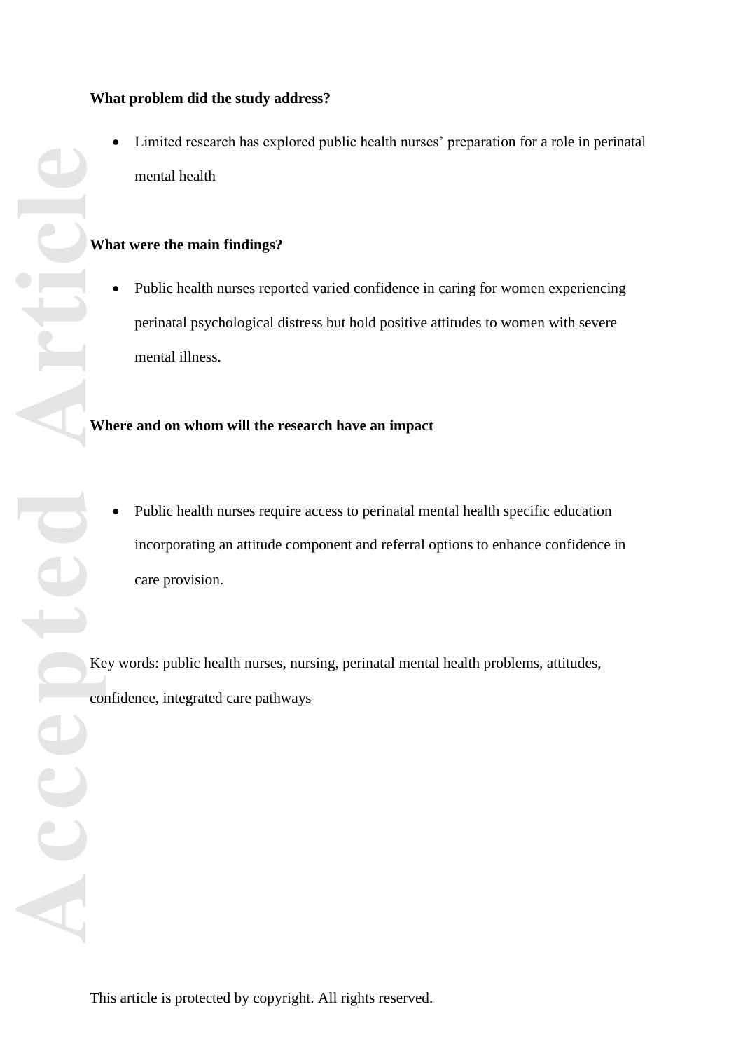**What problem did the study address?**

- Limited research has explored public health nurses' preparation for a role in perinatal mental health

**What were the main findings?**

- Public health nurses reported varied confidence in caring for women experiencing perinatal psychological distress but hold positive attitudes to women with severe mental illness.

**Where and on whom will the research have an impact**

- Public health nurses require access to perinatal mental health specific education incorporating an attitude component and referral options to enhance confidence in care provision.

Key words: public health nurses, nursing, perinatal mental health problems, attitudes, confidence, integrated care pathways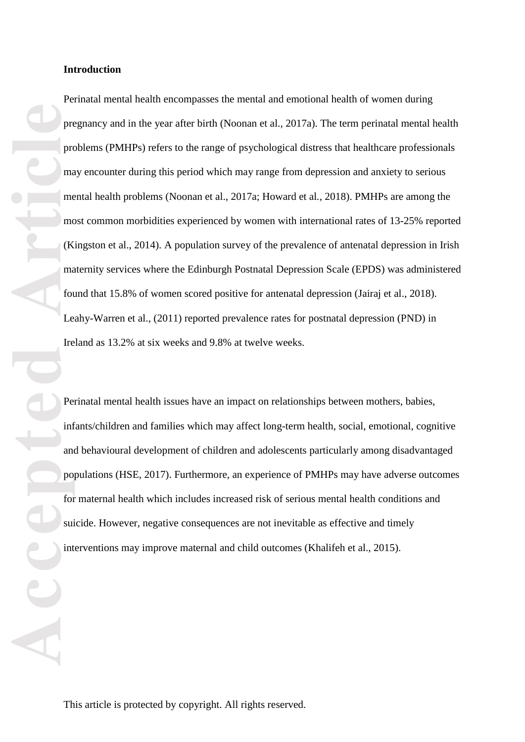## Introduction

Perinatal mental health encompasses the mental and emotional health of women during pregnancy and in the year after birth (Noonan et al., 2017a). The term perinatal mental health problems (PMHPs) refers to the range of psychological distress that healthcare professionals may encounter during this period which may range from depression and anxiety to serious mental health problems (Noonan et al., 2017a; Howard et al., 2018). PMHPs are among the most common morbidities experienced by women with international rates of 13-25% reported (Kingston et al., 2014). A population survey of the prevalence of antenatal depression in Irish maternity services where the Edinburgh Postnatal Depression Scale (EPDS) was administered found that 15.8% of women scored positive for antenatal depression (Jairaj et al., 2018). Leahy-Warren et al., (2011) reported prevalence rates for postnatal depression (PND) in Ireland as 13.2% at six weeks and 9.8% at twelve weeks.

Perinatal mental health issues have an impact on relationships between mothers, babies, infants/children and families which may affect long-term health, social, emotional, cognitive and behavioural development of children and adolescents particularly among disadvantaged populations (HSE, 2017). Furthermore, an experience of PMHPs may have adverse outcomes for maternal health which includes increased risk of serious mental health conditions and suicide. However, negative consequences are not inevitable as effective and timely interventions may improve maternal and child outcomes (Khalifeh et al., 2015).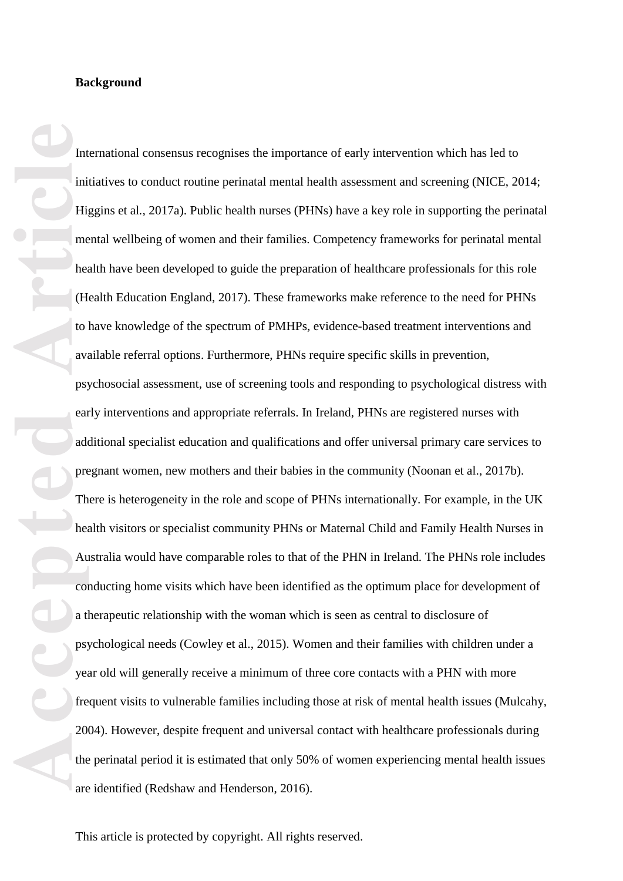**Background**

International consensus recognises the importance of early intervention which has led to initiatives to conduct routine perinatal mental health assessment and screening (NICE, 2014; Higgins et al., 2017a). Public health nurses (PHNs) have a key role in supporting the perinatal mental wellbeing of women and their families. Competency frameworks for perinatal mental health have been developed to guide the preparation of healthcare professionals for this role (Health Education England, 2017). These frameworks make reference to the need for PHNs to have knowledge of the spectrum of PMHPs, evidence-based treatment interventions and available referral options. Furthermore, PHNs require specific skills in prevention, psychosocial assessment, use of screening tools and responding to psychological distress with early interventions and appropriate referrals. In Ireland, PHNs are registered nurses with additional specialist education and qualifications and offer universal primary care services to pregnant women, new mothers and their babies in the community (Noonan et al., 2017b). There is heterogeneity in the role and scope of PHNs internationally. For example, in the UK health visitors or specialist community PHNs or Maternal Child and Family Health Nurses in Australia would have comparable roles to that of the PHN in Ireland. The PHNs role includes conducting home visits which have been identified as the optimum place for development of a therapeutic relationship with the woman which is seen as central to disclosure of psychological needs (Cowley et al., 2015). Women and their families with children under a year old will generally receive a minimum of three core contacts with a PHN with more frequent visits to vulnerable families including those at risk of mental health issues (Mulcahy, 2004). However, despite frequent and universal contact with healthcare professionals during the perinatal period it is estimated that only 50% of women experiencing mental health issues are identified (Redshaw and Henderson, 2016).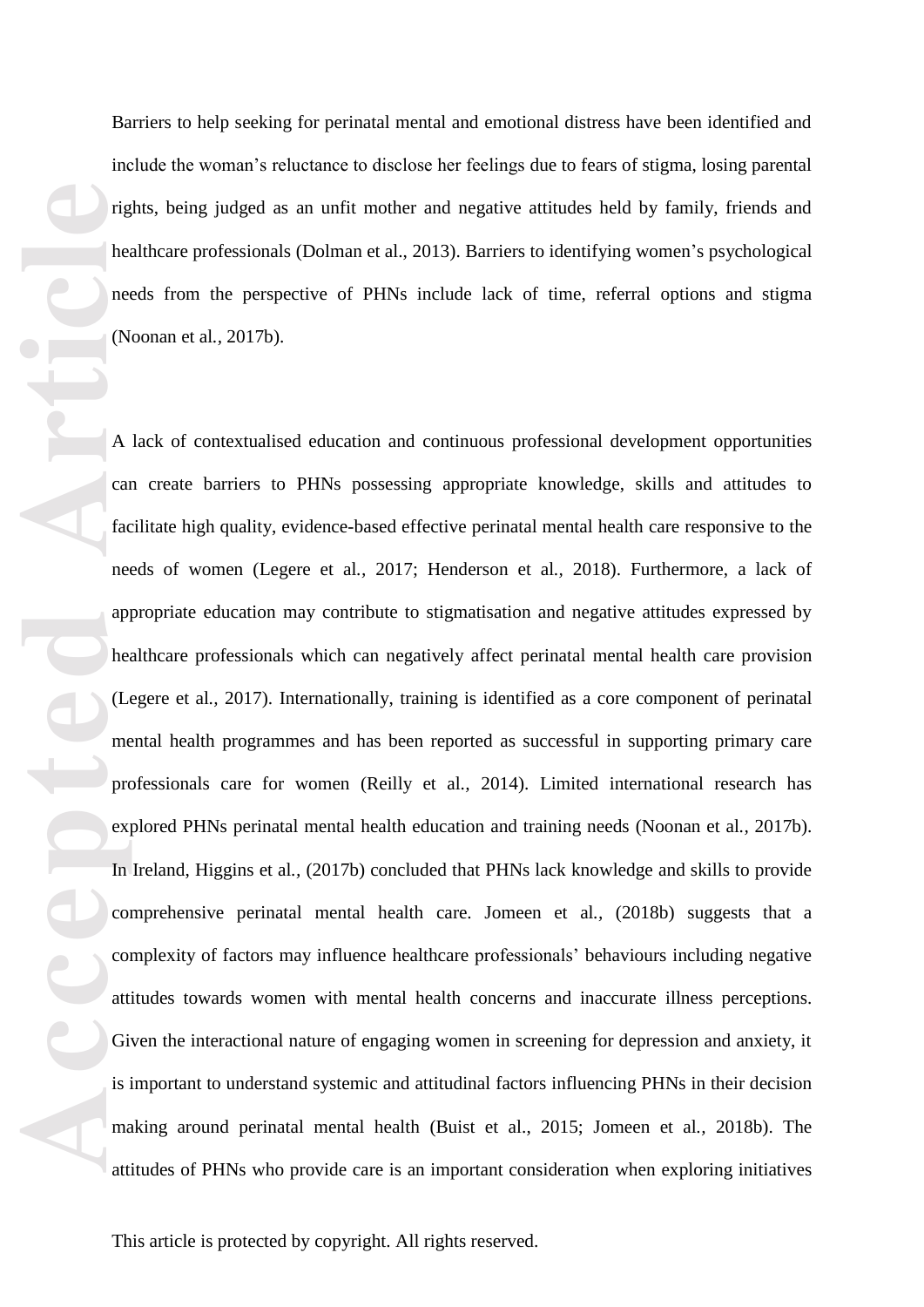Barriers to help seeking for perinatal mental and emotional distress have been identified and include the woman's reluctance to disclose her feelings due to fears of stigma, losing parental rights, being judged as an unfit mother and negative attitudes held by family, friends and healthcare professionals (Dolman et al., 2013). Barriers to identifying women's psychological needs from the perspective of PHNs include lack of time, referral options and stigma (Noonan et al., 2017b).

A lack of contextualised education and continuous professional development opportunities can create barriers to PHNs possessing appropriate knowledge, skills and attitudes to facilitate high quality, evidence-based effective perinatal mental health care responsive to the needs of women (Legere et al., 2017; Henderson et al., 2018). Furthermore, a lack of appropriate education may contribute to stigmatisation and negative attitudes expressed by healthcare professionals which can negatively affect perinatal mental health care provision (Legere et al., 2017). Internationally, training is identified as a core component of perinatal mental health programmes and has been reported as successful in supporting primary care professionals care for women (Reilly et al., 2014). Limited international research has explored PHNs perinatal mental health education and training needs (Noonan et al., 2017b). In Ireland, Higgins et al., (2017b) concluded that PHNs lack knowledge and skills to provide comprehensive perinatal mental health care. Jomeen et al., (2018b) suggests that a complexity of factors may influence healthcare professionals' behaviours including negative attitudes towards women with mental health concerns and inaccurate illness perceptions. Given the interactional nature of engaging women in screening for depression and anxiety, it is important to understand systemic and attitudinal factors influencing PHNs in their decision making around perinatal mental health (Buist et al., 2015; Jomeen et al., 2018b). The attitudes of PHNs who provide care is an important consideration when exploring initiatives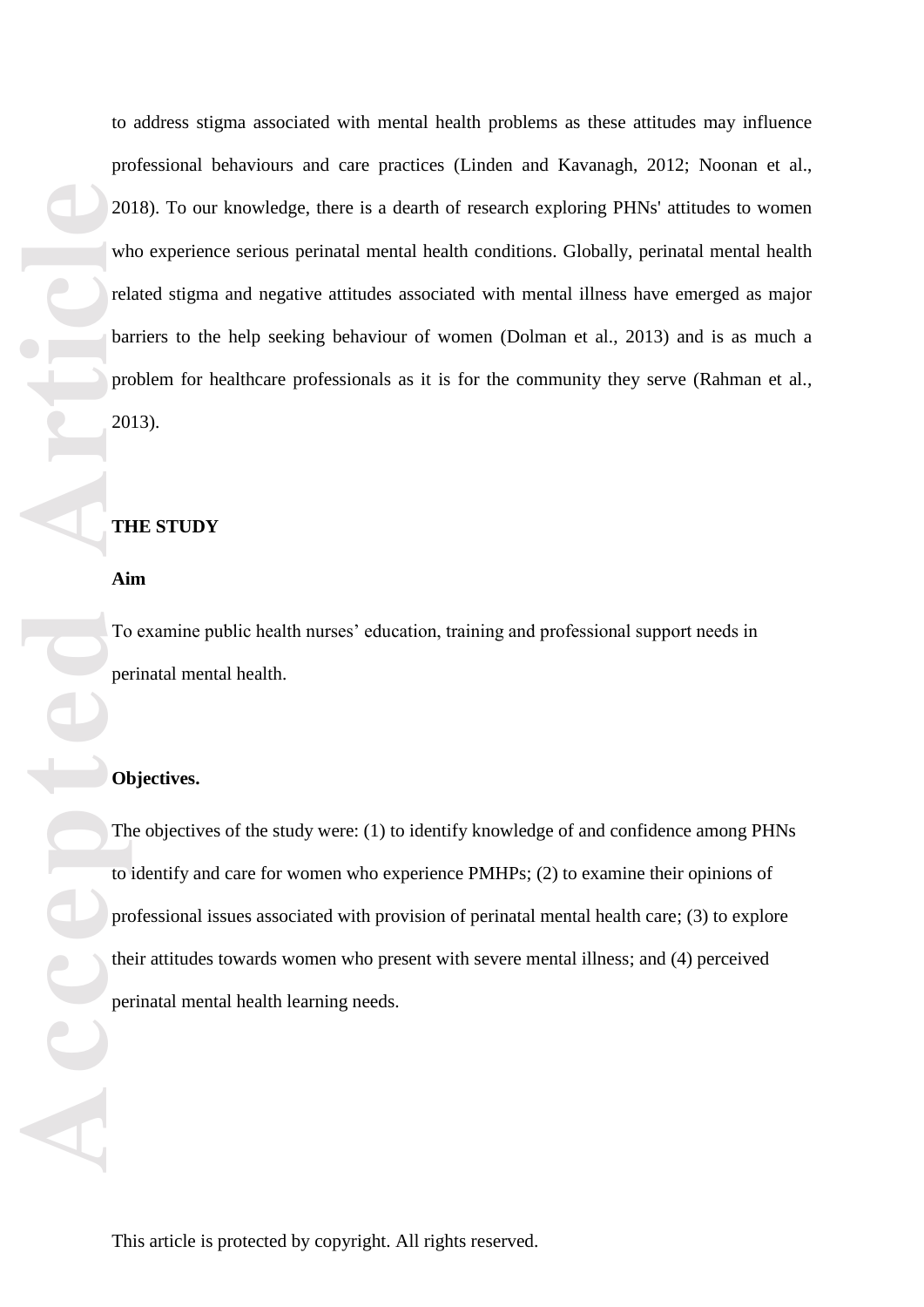to address stigma associated with mental health problems as these attitudes may influence professional behaviours and care practices (Linden and Kavanagh, 2012; Noonan et al., 2018). To our knowledge, there is a dearth of research exploring PHNs' attitudes to women who experience serious perinatal mental health conditions. Globally, perinatal mental health related stigma and negative attitudes associated with mental illness have emerged as major barriers to the help seeking behaviour of women (Dolman et al., 2013) and is as much a problem for healthcare professionals as it is for the community they serve (Rahman et al., 2013).

## THE STUDY

### Aim

To examine public health nurses' education, training and professional support needs in perinatal mental health.

### Objectives.

The objectives of the study were: (1) to identify knowledge of and confidence among PHNs to identify and care for women who experience PMHPs; (2) to examine their opinions of professional issues associated with provision of perinatal mental health care; (3) to explore their attitudes towards women who present with severe mental illness; and (4) perceived perinatal mental health learning needs.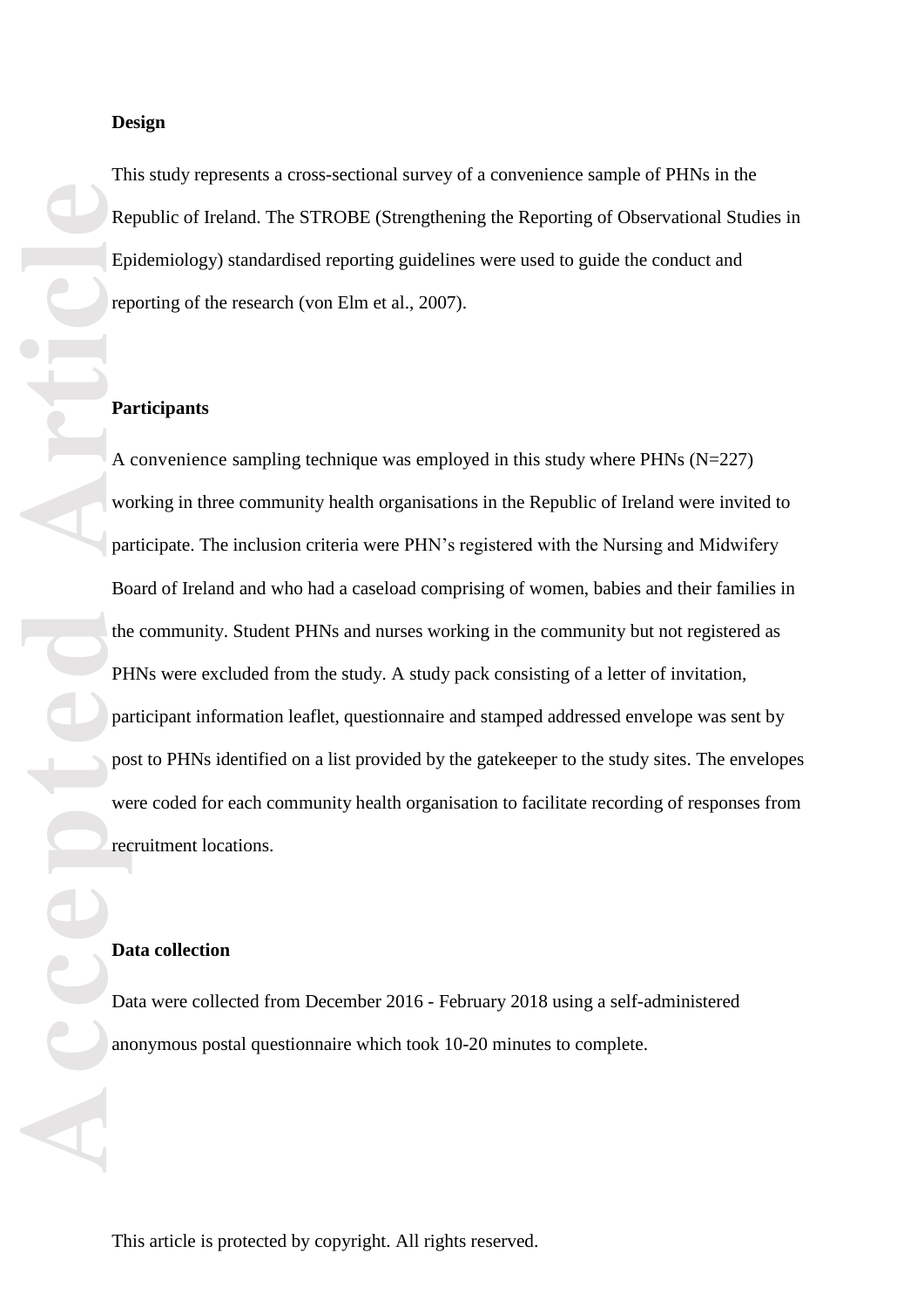## Design

This study represents a cross-sectional survey of a convenience sample of PHNs in the Republic of Ireland. The STROBE (Strengthening the Reporting of Observational Studies in Epidemiology) standardised reporting guidelines were used to guide the conduct and reporting of the research (von Elm et al., 2007).

## Participants

A convenience sampling technique was employed in this study where PHNs (N=227) working in three community health organisations in the Republic of Ireland were invited to participate. The inclusion criteria were PHN's registered with the Nursing and Midwifery Board of Ireland and who had a caseload comprising of women, babies and their families in the community. Student PHNs and nurses working in the community but not registered as PHNs were excluded from the study. A study pack consisting of a letter of invitation, participant information leaflet, questionnaire and stamped addressed envelope was sent by post to PHNs identified on a list provided by the gatekeeper to the study sites. The envelopes were coded for each community health organisation to facilitate recording of responses from recruitment locations.

## Data collection

Data were collected from December 2016 - February 2018 using a self-administered anonymous postal questionnaire which took 10-20 minutes to complete.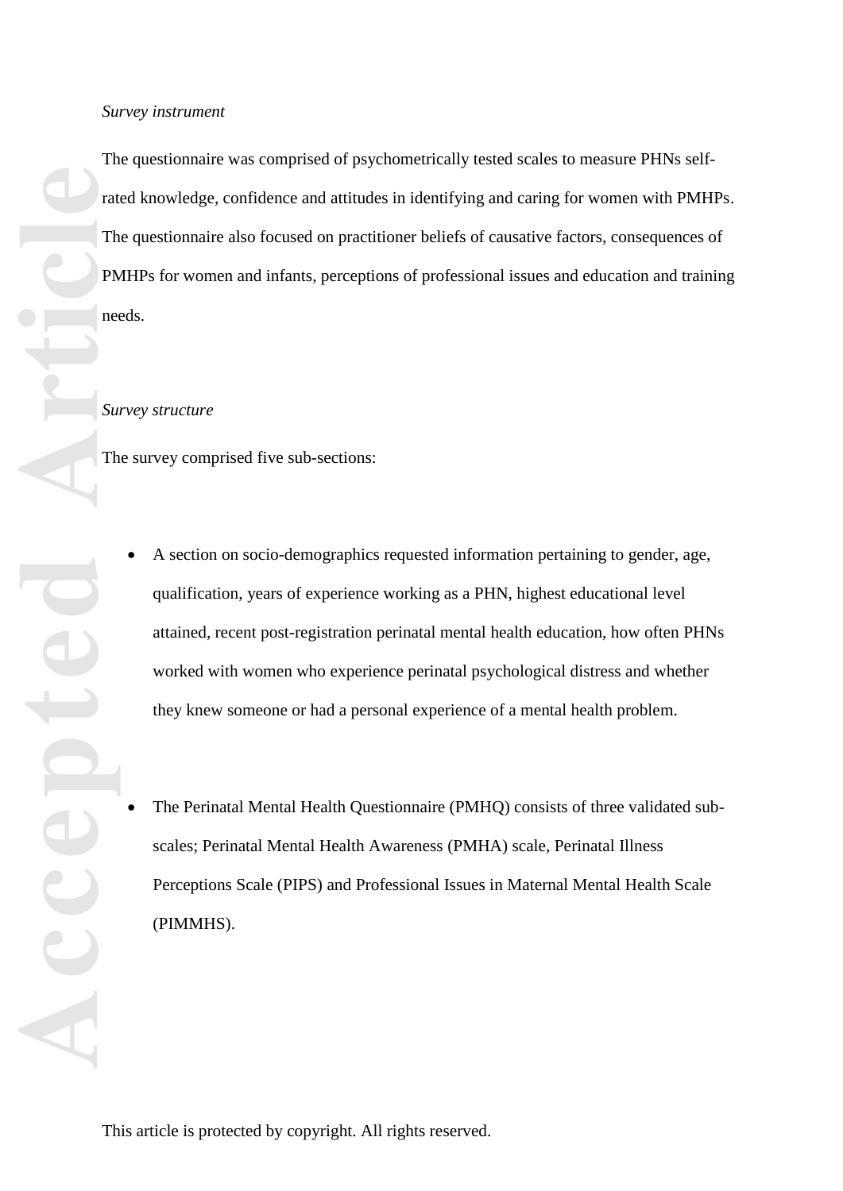*Survey instrument*

The questionnaire was comprised of psychometrically tested scales to measure PHNs self-rated knowledge, confidence and attitudes in identifying and caring for women with PMHPs. The questionnaire also focused on practitioner beliefs of causative factors, consequences of PMHPs for women and infants, perceptions of professional issues and education and training needs.

*Survey structure*

The survey comprised five sub-sections:

- A section on socio-demographics requested information pertaining to gender, age, qualification, years of experience working as a PHN, highest educational level attained, recent post-registration perinatal mental health education, how often PHNs worked with women who experience perinatal psychological distress and whether they knew someone or had a personal experience of a mental health problem.

- The Perinatal Mental Health Questionnaire (PMHQ) consists of three validated sub-scales; Perinatal Mental Health Awareness (PMHA) scale, Perinatal Illness Perceptions Scale (PIPS) and Professional Issues in Maternal Mental Health Scale (PIMMHS).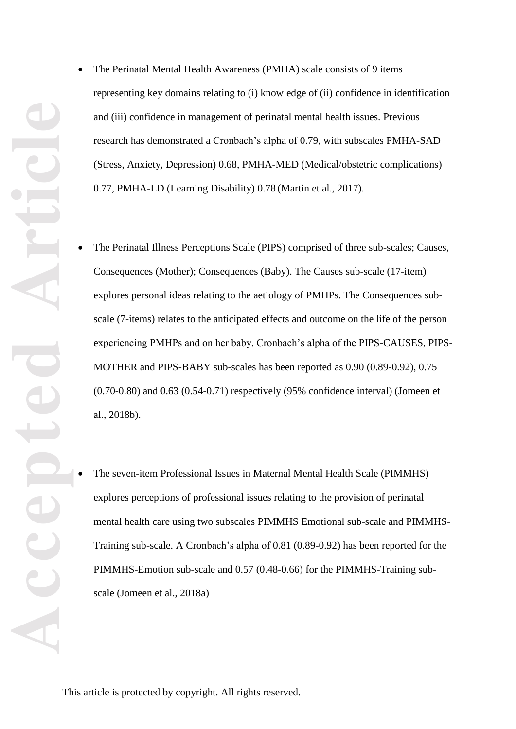- The Perinatal Mental Health Awareness (PMHA) scale consists of 9 items representing key domains relating to (i) knowledge of (ii) confidence in identification and (iii) confidence in management of perinatal mental health issues. Previous research has demonstrated a Cronbach's alpha of 0.79, with subscales PMHA-SAD (Stress, Anxiety, Depression) 0.68, PMHA-MED (Medical/obstetric complications) 0.77, PMHA-LD (Learning Disability) 0.78 (Martin et al., 2017).

- The Perinatal Illness Perceptions Scale (PIPS) comprised of three sub-scales; Causes, Consequences (Mother); Consequences (Baby). The Causes sub-scale (17-item) explores personal ideas relating to the aetiology of PMHPs. The Consequences sub-scale (7-items) relates to the anticipated effects and outcome on the life of the person experiencing PMHPs and on her baby. Cronbach's alpha of the PIPS-CAUSES, PIPS-MOTHER and PIPS-BABY sub-scales has been reported as 0.90 (0.89-0.92), 0.75 (0.70-0.80) and 0.63 (0.54-0.71) respectively (95% confidence interval) (Jomeen et al., 2018b).

- The seven-item Professional Issues in Maternal Mental Health Scale (PIMMHS) explores perceptions of professional issues relating to the provision of perinatal mental health care using two subscales PIMMHS Emotional sub-scale and PIMMHS-Training sub-scale. A Cronbach's alpha of 0.81 (0.89-0.92) has been reported for the PIMMHS-Emotion sub-scale and 0.57 (0.48-0.66) for the PIMMHS-Training sub-scale (Jomeen et al., 2018a)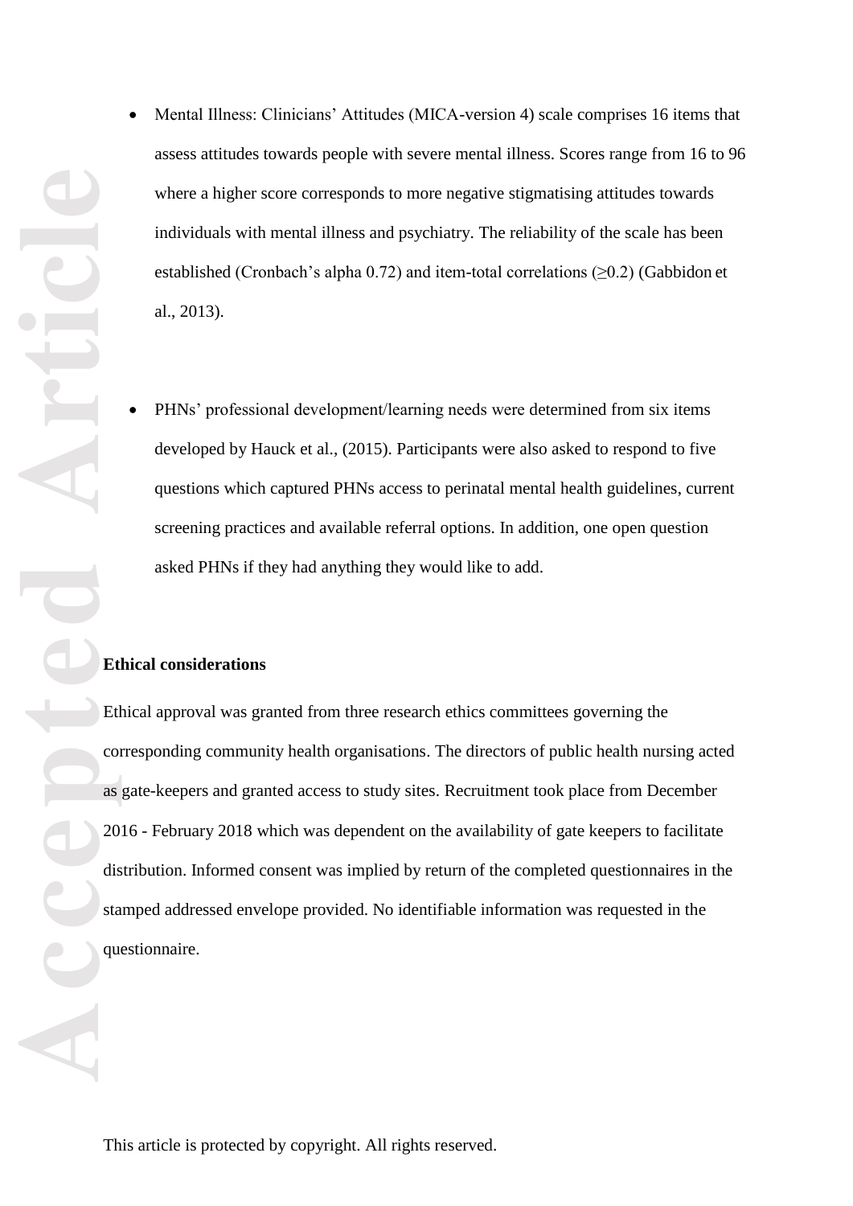- Mental Illness: Clinicians' Attitudes (MICA-version 4) scale comprises 16 items that assess attitudes towards people with severe mental illness. Scores range from 16 to 96 where a higher score corresponds to more negative stigmatising attitudes towards individuals with mental illness and psychiatry. The reliability of the scale has been established (Cronbach's alpha 0.72) and item-total correlations (≥0.2) (Gabbidon et al., 2013).

- PHNs' professional development/learning needs were determined from six items developed by Hauck et al., (2015). Participants were also asked to respond to five questions which captured PHNs access to perinatal mental health guidelines, current screening practices and available referral options. In addition, one open question asked PHNs if they had anything they would like to add.

**Ethical considerations**

Ethical approval was granted from three research ethics committees governing the corresponding community health organisations. The directors of public health nursing acted as gate-keepers and granted access to study sites. Recruitment took place from December 2016 - February 2018 which was dependent on the availability of gate keepers to facilitate distribution. Informed consent was implied by return of the completed questionnaires in the stamped addressed envelope provided. No identifiable information was requested in the questionnaire.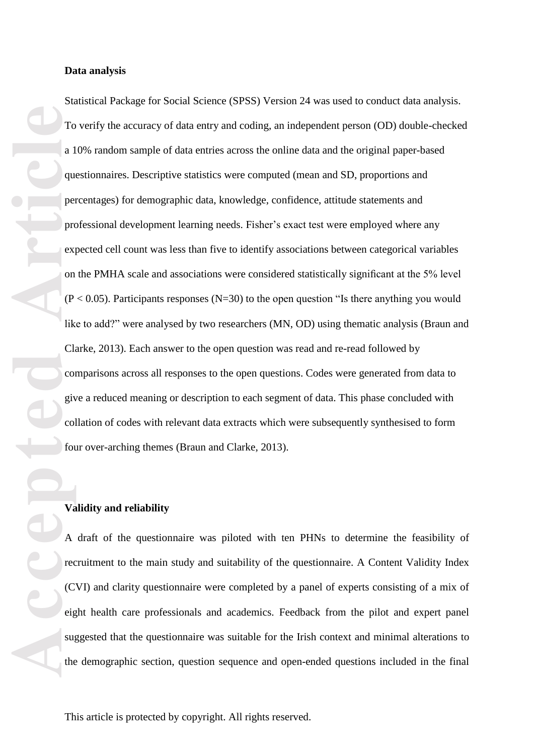**Data analysis**

Statistical Package for Social Science (SPSS) Version 24 was used to conduct data analysis. To verify the accuracy of data entry and coding, an independent person (OD) double-checked a 10% random sample of data entries across the online data and the original paper-based questionnaires. Descriptive statistics were computed (mean and SD, proportions and percentages) for demographic data, knowledge, confidence, attitude statements and professional development learning needs. Fisher's exact test were employed where any expected cell count was less than five to identify associations between categorical variables on the PMHA scale and associations were considered statistically significant at the 5% level ($P < 0.05$). Participants responses (N=30) to the open question "Is there anything you would like to add?" were analysed by two researchers (MN, OD) using thematic analysis (Braun and Clarke, 2013). Each answer to the open question was read and re-read followed by comparisons across all responses to the open questions. Codes were generated from data to give a reduced meaning or description to each segment of data. This phase concluded with collation of codes with relevant data extracts which were subsequently synthesised to form four over-arching themes (Braun and Clarke, 2013).

**Validity and reliability**

A draft of the questionnaire was piloted with ten PHNs to determine the feasibility of recruitment to the main study and suitability of the questionnaire. A Content Validity Index (CVI) and clarity questionnaire were completed by a panel of experts consisting of a mix of eight health care professionals and academics. Feedback from the pilot and expert panel suggested that the questionnaire was suitable for the Irish context and minimal alterations to the demographic section, question sequence and open-ended questions included in the final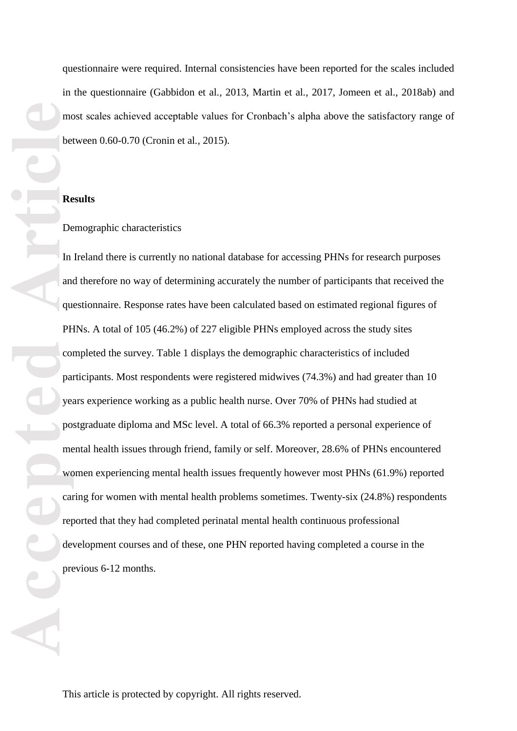questionnaire were required. Internal consistencies have been reported for the scales included in the questionnaire (Gabbidon et al., 2013, Martin et al., 2017, Jomeen et al., 2018ab) and most scales achieved acceptable values for Cronbach's alpha above the satisfactory range of between 0.60-0.70 (Cronin et al., 2015).

**Results**

Demographic characteristics

In Ireland there is currently no national database for accessing PHNs for research purposes and therefore no way of determining accurately the number of participants that received the questionnaire. Response rates have been calculated based on estimated regional figures of PHNs. A total of 105 (46.2%) of 227 eligible PHNs employed across the study sites completed the survey. Table 1 displays the demographic characteristics of included participants. Most respondents were registered midwives (74.3%) and had greater than 10 years experience working as a public health nurse. Over 70% of PHNs had studied at postgraduate diploma and MSc level. A total of 66.3% reported a personal experience of mental health issues through friend, family or self. Moreover, 28.6% of PHNs encountered women experiencing mental health issues frequently however most PHNs (61.9%) reported caring for women with mental health problems sometimes. Twenty-six (24.8%) respondents reported that they had completed perinatal mental health continuous professional development courses and of these, one PHN reported having completed a course in the previous 6-12 months.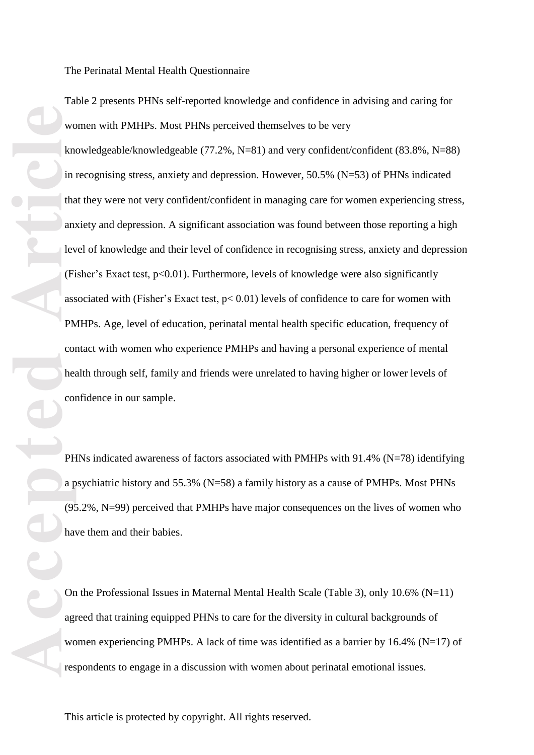The Perinatal Mental Health Questionnaire

Table 2 presents PHNs self-reported knowledge and confidence in advising and caring for women with PMHPs. Most PHNs perceived themselves to be very knowledgeable/knowledgeable (77.2%, N=81) and very confident/confident (83.8%, N=88) in recognising stress, anxiety and depression. However, 50.5% (N=53) of PHNs indicated that they were not very confident/confident in managing care for women experiencing stress, anxiety and depression. A significant association was found between those reporting a high level of knowledge and their level of confidence in recognising stress, anxiety and depression (Fisher's Exact test, $p<0.01$). Furthermore, levels of knowledge were also significantly associated with (Fisher's Exact test, $p< 0.01$) levels of confidence to care for women with PMHPs. Age, level of education, perinatal mental health specific education, frequency of contact with women who experience PMHPs and having a personal experience of mental health through self, family and friends were unrelated to having higher or lower levels of confidence in our sample.

PHNs indicated awareness of factors associated with PMHPs with 91.4% (N=78) identifying a psychiatric history and 55.3% (N=58) a family history as a cause of PMHPs. Most PHNs (95.2%, N=99) perceived that PMHPs have major consequences on the lives of women who have them and their babies.

On the Professional Issues in Maternal Mental Health Scale (Table 3), only 10.6% (N=11) agreed that training equipped PHNs to care for the diversity in cultural backgrounds of women experiencing PMHPs. A lack of time was identified as a barrier by 16.4% (N=17) of respondents to engage in a discussion with women about perinatal emotional issues.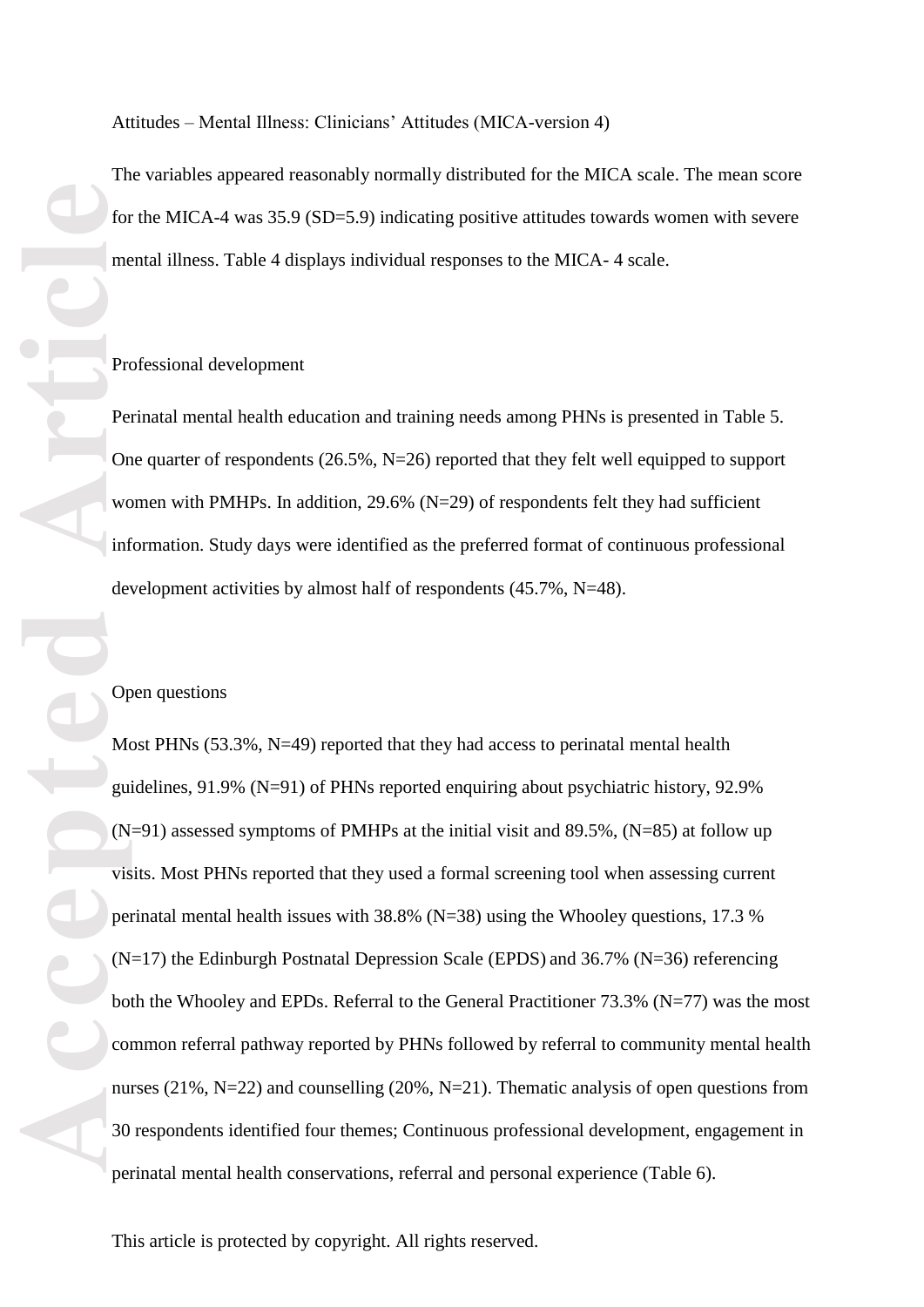Attitudes – Mental Illness: Clinicians' Attitudes (MICA-version 4)

The variables appeared reasonably normally distributed for the MICA scale. The mean score for the MICA-4 was 35.9 (SD=5.9) indicating positive attitudes towards women with severe mental illness. Table 4 displays individual responses to the MICA- 4 scale.

Professional development

Perinatal mental health education and training needs among PHNs is presented in Table 5. One quarter of respondents (26.5%, N=26) reported that they felt well equipped to support women with PMHPs. In addition, 29.6% (N=29) of respondents felt they had sufficient information. Study days were identified as the preferred format of continuous professional development activities by almost half of respondents (45.7%, N=48).

Open questions

Most PHNs (53.3%, N=49) reported that they had access to perinatal mental health guidelines, 91.9% (N=91) of PHNs reported enquiring about psychiatric history, 92.9% (N=91) assessed symptoms of PMHPs at the initial visit and 89.5%, (N=85) at follow up visits. Most PHNs reported that they used a formal screening tool when assessing current perinatal mental health issues with 38.8% (N=38) using the Whooley questions, 17.3 % (N=17) the Edinburgh Postnatal Depression Scale (EPDS) and 36.7% (N=36) referencing both the Whooley and EPDs. Referral to the General Practitioner 73.3% (N=77) was the most common referral pathway reported by PHNs followed by referral to community mental health nurses (21%, N=22) and counselling (20%, N=21). Thematic analysis of open questions from 30 respondents identified four themes; Continuous professional development, engagement in perinatal mental health conservations, referral and personal experience (Table 6).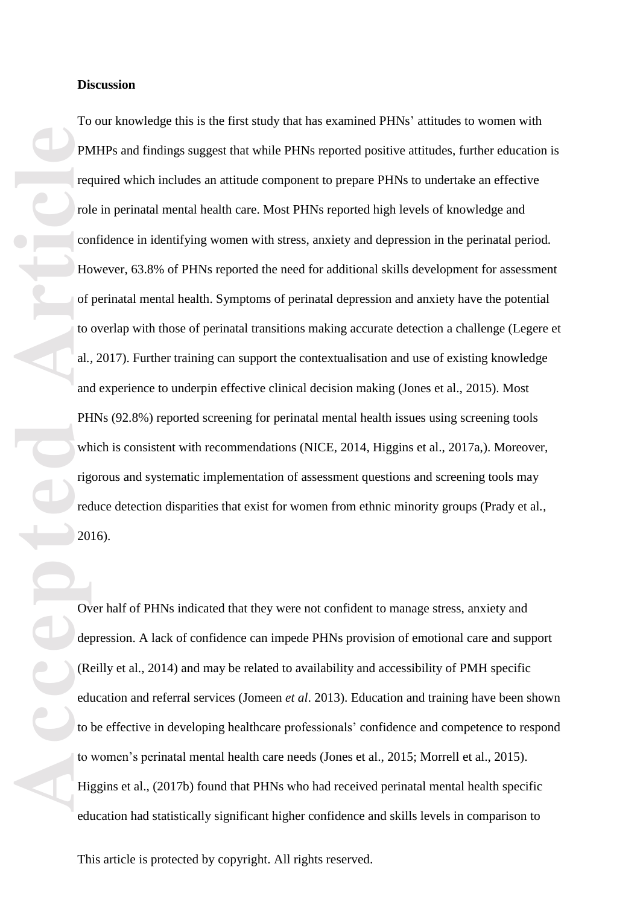**Discussion**

To our knowledge this is the first study that has examined PHNs' attitudes to women with PMHPs and findings suggest that while PHNs reported positive attitudes, further education is required which includes an attitude component to prepare PHNs to undertake an effective role in perinatal mental health care. Most PHNs reported high levels of knowledge and confidence in identifying women with stress, anxiety and depression in the perinatal period. However, 63.8% of PHNs reported the need for additional skills development for assessment of perinatal mental health. Symptoms of perinatal depression and anxiety have the potential to overlap with those of perinatal transitions making accurate detection a challenge (Legere et al., 2017). Further training can support the contextualisation and use of existing knowledge and experience to underpin effective clinical decision making (Jones et al., 2015). Most PHNs (92.8%) reported screening for perinatal mental health issues using screening tools which is consistent with recommendations (NICE, 2014, Higgins et al., 2017a,). Moreover, rigorous and systematic implementation of assessment questions and screening tools may reduce detection disparities that exist for women from ethnic minority groups (Prady et al., 2016).

Over half of PHNs indicated that they were not confident to manage stress, anxiety and depression. A lack of confidence can impede PHNs provision of emotional care and support (Reilly et al., 2014) and may be related to availability and accessibility of PMH specific education and referral services (Jomeen *et al*. 2013). Education and training have been shown to be effective in developing healthcare professionals' confidence and competence to respond to women's perinatal mental health care needs (Jones et al., 2015; Morrell et al., 2015). Higgins et al., (2017b) found that PHNs who had received perinatal mental health specific education had statistically significant higher confidence and skills levels in comparison to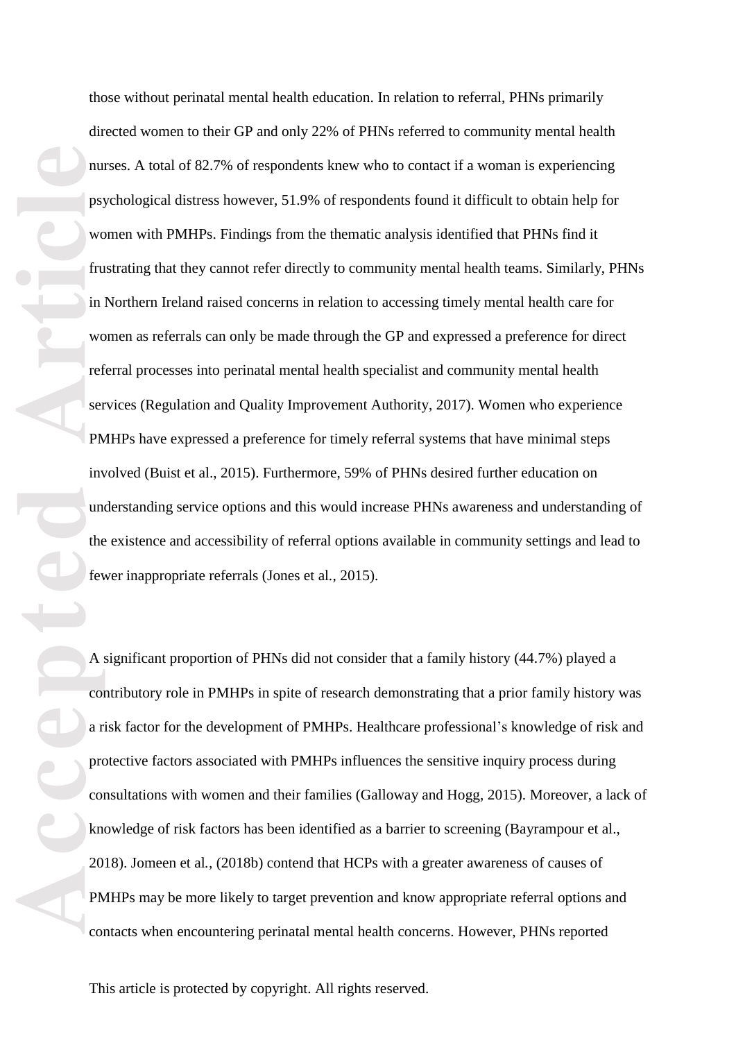those without perinatal mental health education. In relation to referral, PHNs primarily directed women to their GP and only 22% of PHNs referred to community mental health nurses. A total of 82.7% of respondents knew who to contact if a woman is experiencing psychological distress however, 51.9% of respondents found it difficult to obtain help for women with PMHPs. Findings from the thematic analysis identified that PHNs find it frustrating that they cannot refer directly to community mental health teams. Similarly, PHNs in Northern Ireland raised concerns in relation to accessing timely mental health care for women as referrals can only be made through the GP and expressed a preference for direct referral processes into perinatal mental health specialist and community mental health services (Regulation and Quality Improvement Authority, 2017). Women who experience PMHPs have expressed a preference for timely referral systems that have minimal steps involved (Buist et al., 2015). Furthermore, 59% of PHNs desired further education on understanding service options and this would increase PHNs awareness and understanding of the existence and accessibility of referral options available in community settings and lead to fewer inappropriate referrals (Jones et al., 2015).

A significant proportion of PHNs did not consider that a family history (44.7%) played a contributory role in PMHPs in spite of research demonstrating that a prior family history was a risk factor for the development of PMHPs. Healthcare professional's knowledge of risk and protective factors associated with PMHPs influences the sensitive inquiry process during consultations with women and their families (Galloway and Hogg, 2015). Moreover, a lack of knowledge of risk factors has been identified as a barrier to screening (Bayrampour et al., 2018). Jomeen et al*.*, (2018b) contend that HCPs with a greater awareness of causes of PMHPs may be more likely to target prevention and know appropriate referral options and contacts when encountering perinatal mental health concerns. However, PHNs reported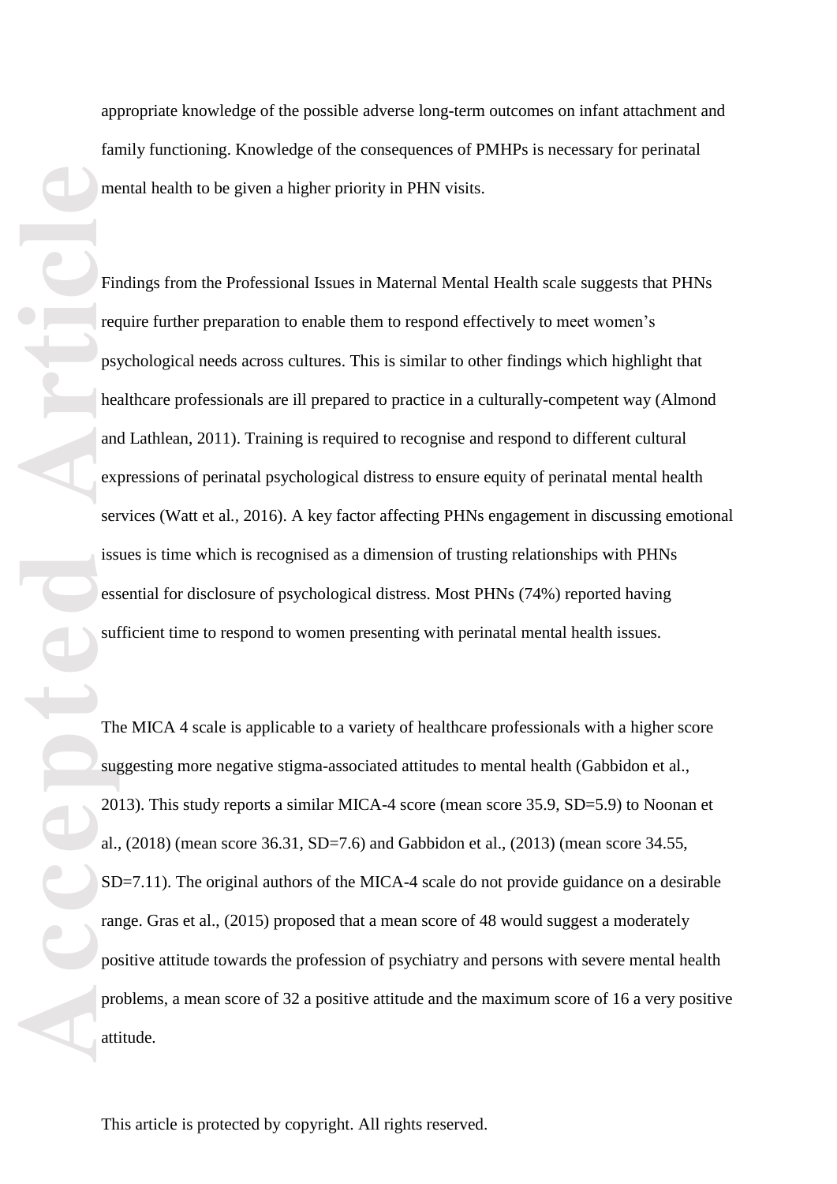appropriate knowledge of the possible adverse long-term outcomes on infant attachment and family functioning. Knowledge of the consequences of PMHPs is necessary for perinatal mental health to be given a higher priority in PHN visits.

Findings from the Professional Issues in Maternal Mental Health scale suggests that PHNs require further preparation to enable them to respond effectively to meet women's psychological needs across cultures. This is similar to other findings which highlight that healthcare professionals are ill prepared to practice in a culturally-competent way (Almond and Lathlean, 2011). Training is required to recognise and respond to different cultural expressions of perinatal psychological distress to ensure equity of perinatal mental health services (Watt et al., 2016). A key factor affecting PHNs engagement in discussing emotional issues is time which is recognised as a dimension of trusting relationships with PHNs essential for disclosure of psychological distress. Most PHNs (74%) reported having sufficient time to respond to women presenting with perinatal mental health issues.

The MICA 4 scale is applicable to a variety of healthcare professionals with a higher score suggesting more negative stigma-associated attitudes to mental health (Gabbidon et al., 2013). This study reports a similar MICA-4 score (mean score 35.9, SD=5.9) to Noonan et al., (2018) (mean score 36.31, SD=7.6) and Gabbidon et al., (2013) (mean score 34.55, SD=7.11). The original authors of the MICA-4 scale do not provide guidance on a desirable range. Gras et al., (2015) proposed that a mean score of 48 would suggest a moderately positive attitude towards the profession of psychiatry and persons with severe mental health problems, a mean score of 32 a positive attitude and the maximum score of 16 a very positive attitude.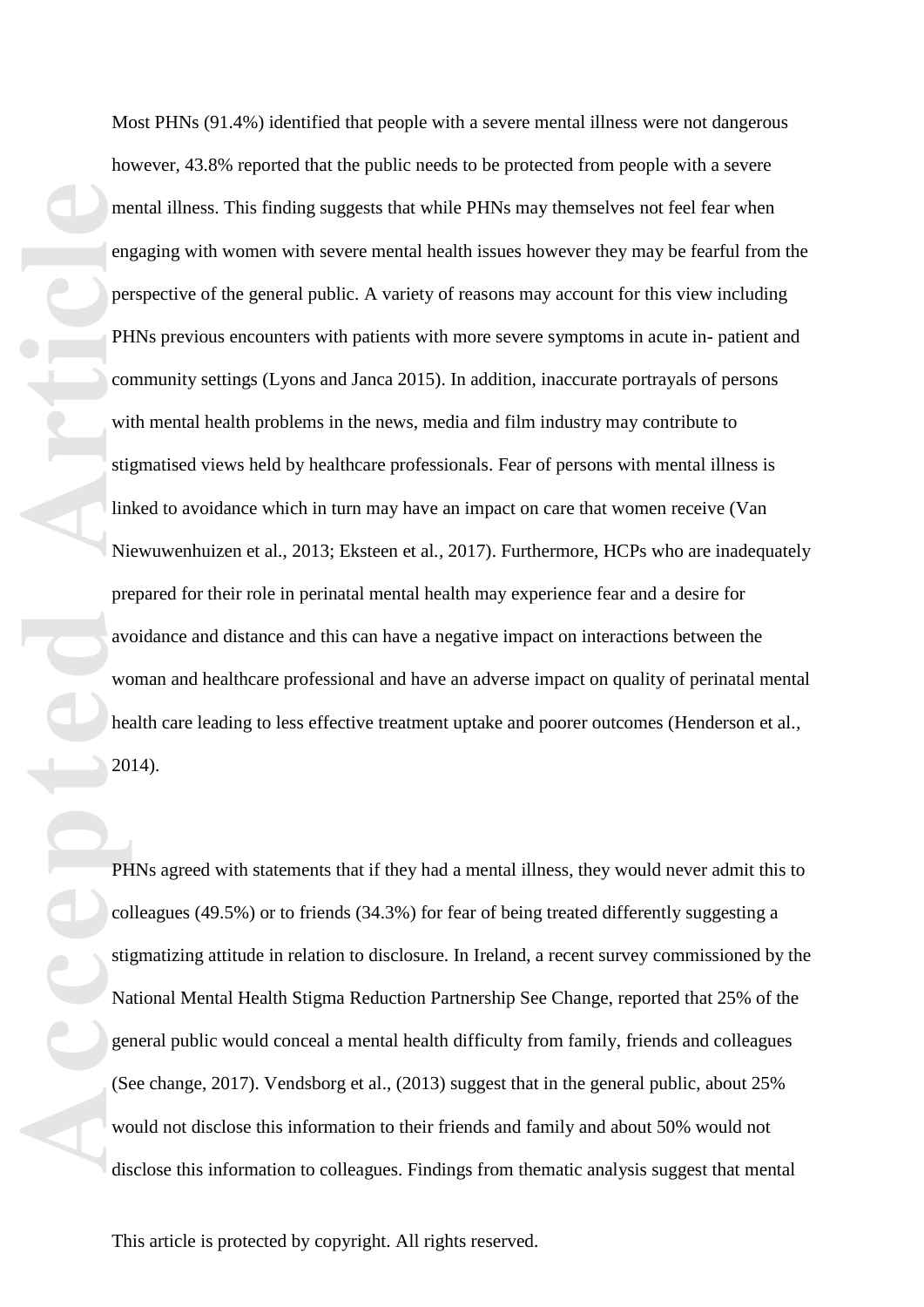Most PHNs (91.4%) identified that people with a severe mental illness were not dangerous however, 43.8% reported that the public needs to be protected from people with a severe mental illness. This finding suggests that while PHNs may themselves not feel fear when engaging with women with severe mental health issues however they may be fearful from the perspective of the general public. A variety of reasons may account for this view including PHNs previous encounters with patients with more severe symptoms in acute in- patient and community settings (Lyons and Janca 2015). In addition, inaccurate portrayals of persons with mental health problems in the news, media and film industry may contribute to stigmatised views held by healthcare professionals. Fear of persons with mental illness is linked to avoidance which in turn may have an impact on care that women receive (Van Niewuwenhuizen et al., 2013; Eksteen et al., 2017). Furthermore, HCPs who are inadequately prepared for their role in perinatal mental health may experience fear and a desire for avoidance and distance and this can have a negative impact on interactions between the woman and healthcare professional and have an adverse impact on quality of perinatal mental health care leading to less effective treatment uptake and poorer outcomes (Henderson et al., 2014).

PHNs agreed with statements that if they had a mental illness, they would never admit this to colleagues (49.5%) or to friends (34.3%) for fear of being treated differently suggesting a stigmatizing attitude in relation to disclosure. In Ireland, a recent survey commissioned by the National Mental Health Stigma Reduction Partnership See Change, reported that 25% of the general public would conceal a mental health difficulty from family, friends and colleagues (See change, 2017). Vendsborg et al., (2013) suggest that in the general public, about 25% would not disclose this information to their friends and family and about 50% would not disclose this information to colleagues. Findings from thematic analysis suggest that mental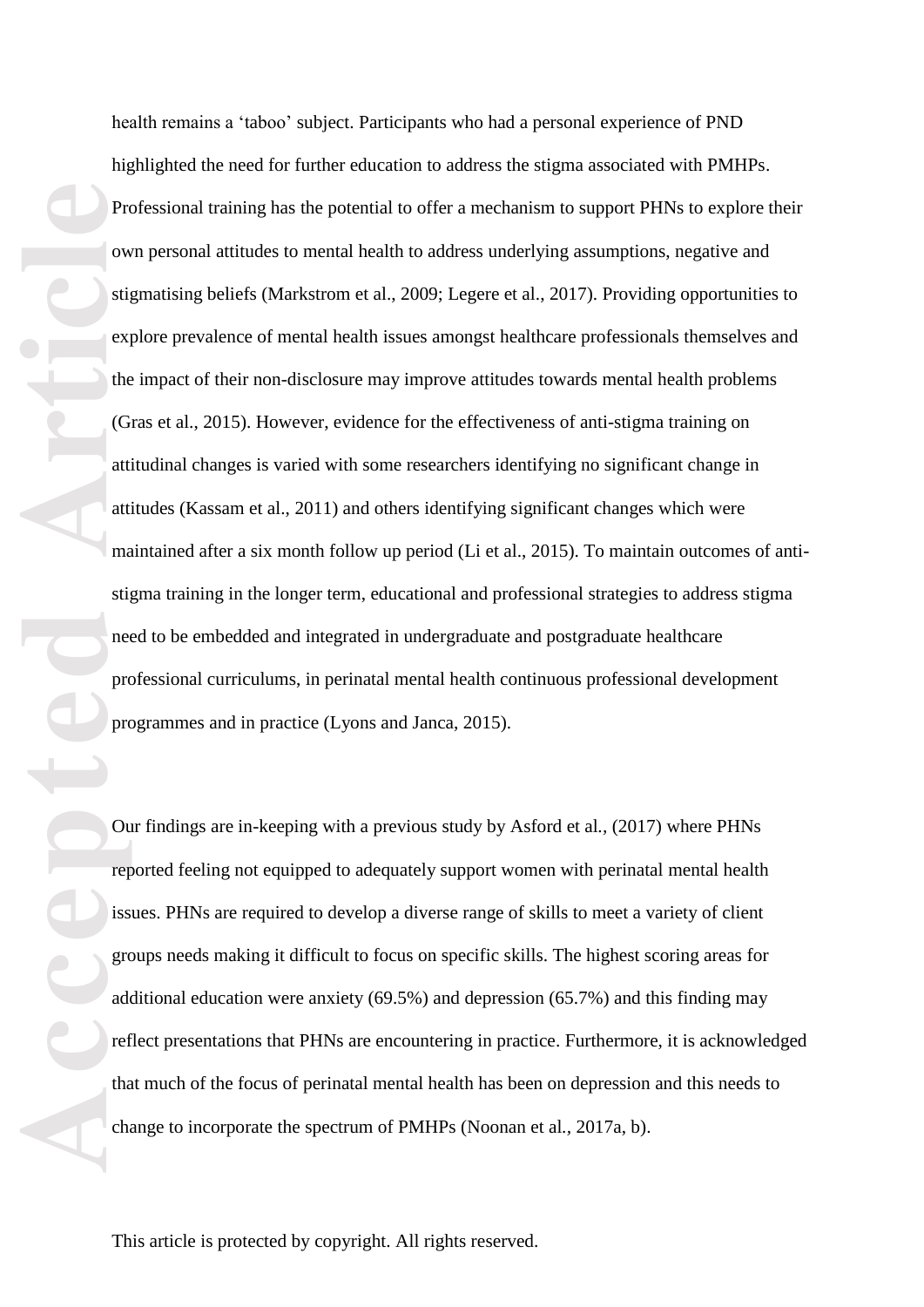health remains a 'taboo' subject. Participants who had a personal experience of PND highlighted the need for further education to address the stigma associated with PMHPs. Professional training has the potential to offer a mechanism to support PHNs to explore their own personal attitudes to mental health to address underlying assumptions, negative and stigmatising beliefs (Markstrom et al., 2009; Legere et al., 2017). Providing opportunities to explore prevalence of mental health issues amongst healthcare professionals themselves and the impact of their non-disclosure may improve attitudes towards mental health problems (Gras et al., 2015). However, evidence for the effectiveness of anti-stigma training on attitudinal changes is varied with some researchers identifying no significant change in attitudes (Kassam et al., 2011) and others identifying significant changes which were maintained after a six month follow up period (Li et al., 2015). To maintain outcomes of anti-stigma training in the longer term, educational and professional strategies to address stigma need to be embedded and integrated in undergraduate and postgraduate healthcare professional curriculums, in perinatal mental health continuous professional development programmes and in practice (Lyons and Janca, 2015).

Our findings are in-keeping with a previous study by Asford et al., (2017) where PHNs reported feeling not equipped to adequately support women with perinatal mental health issues. PHNs are required to develop a diverse range of skills to meet a variety of client groups needs making it difficult to focus on specific skills. The highest scoring areas for additional education were anxiety (69.5%) and depression (65.7%) and this finding may reflect presentations that PHNs are encountering in practice. Furthermore, it is acknowledged that much of the focus of perinatal mental health has been on depression and this needs to change to incorporate the spectrum of PMHPs (Noonan et al., 2017a, b).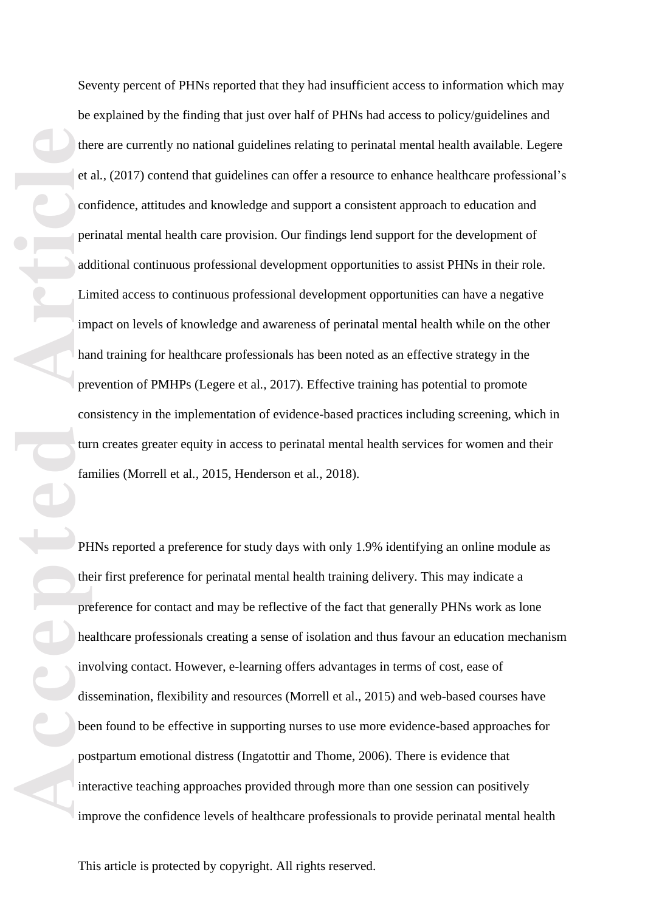Seventy percent of PHNs reported that they had insufficient access to information which may be explained by the finding that just over half of PHNs had access to policy/guidelines and there are currently no national guidelines relating to perinatal mental health available. Legere et al., (2017) contend that guidelines can offer a resource to enhance healthcare professional's confidence, attitudes and knowledge and support a consistent approach to education and perinatal mental health care provision. Our findings lend support for the development of additional continuous professional development opportunities to assist PHNs in their role. Limited access to continuous professional development opportunities can have a negative impact on levels of knowledge and awareness of perinatal mental health while on the other hand training for healthcare professionals has been noted as an effective strategy in the prevention of PMHPs (Legere et al., 2017). Effective training has potential to promote consistency in the implementation of evidence-based practices including screening, which in turn creates greater equity in access to perinatal mental health services for women and their families (Morrell et al., 2015, Henderson et al., 2018).

PHNs reported a preference for study days with only 1.9% identifying an online module as their first preference for perinatal mental health training delivery. This may indicate a preference for contact and may be reflective of the fact that generally PHNs work as lone healthcare professionals creating a sense of isolation and thus favour an education mechanism involving contact. However, e-learning offers advantages in terms of cost, ease of dissemination, flexibility and resources (Morrell et al., 2015) and web-based courses have been found to be effective in supporting nurses to use more evidence-based approaches for postpartum emotional distress (Ingatottir and Thome, 2006). There is evidence that interactive teaching approaches provided through more than one session can positively improve the confidence levels of healthcare professionals to provide perinatal mental health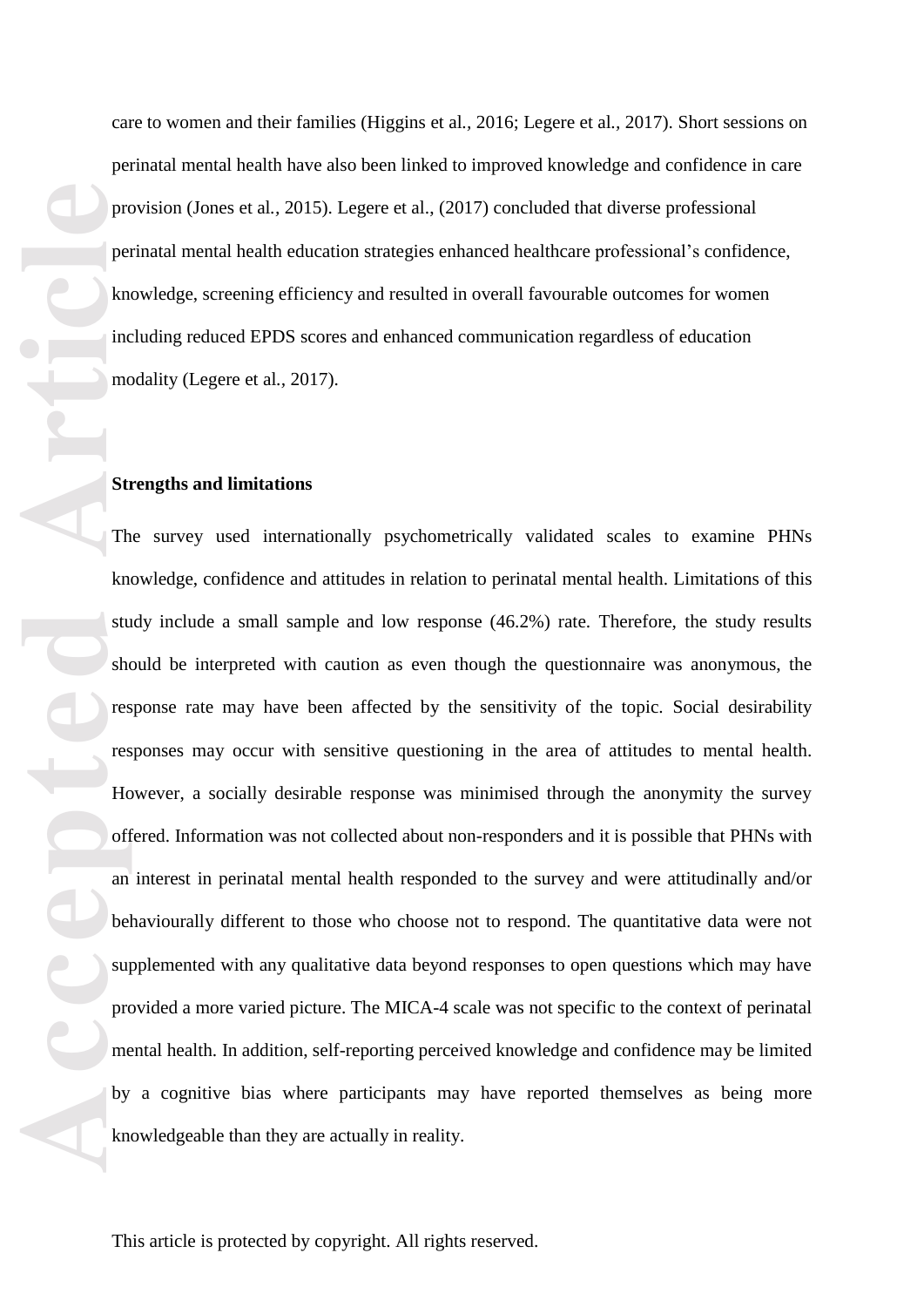care to women and their families (Higgins et al., 2016; Legere et al., 2017). Short sessions on perinatal mental health have also been linked to improved knowledge and confidence in care provision (Jones et al., 2015). Legere et al., (2017) concluded that diverse professional perinatal mental health education strategies enhanced healthcare professional's confidence, knowledge, screening efficiency and resulted in overall favourable outcomes for women including reduced EPDS scores and enhanced communication regardless of education modality (Legere et al., 2017).

**Strengths and limitations**

The survey used internationally psychometrically validated scales to examine PHNs knowledge, confidence and attitudes in relation to perinatal mental health. Limitations of this study include a small sample and low response (46.2%) rate. Therefore, the study results should be interpreted with caution as even though the questionnaire was anonymous, the response rate may have been affected by the sensitivity of the topic. Social desirability responses may occur with sensitive questioning in the area of attitudes to mental health. However, a socially desirable response was minimised through the anonymity the survey offered. Information was not collected about non-responders and it is possible that PHNs with an interest in perinatal mental health responded to the survey and were attitudinally and/or behaviourally different to those who choose not to respond. The quantitative data were not supplemented with any qualitative data beyond responses to open questions which may have provided a more varied picture. The MICA-4 scale was not specific to the context of perinatal mental health. In addition, self-reporting perceived knowledge and confidence may be limited by a cognitive bias where participants may have reported themselves as being more knowledgeable than they are actually in reality.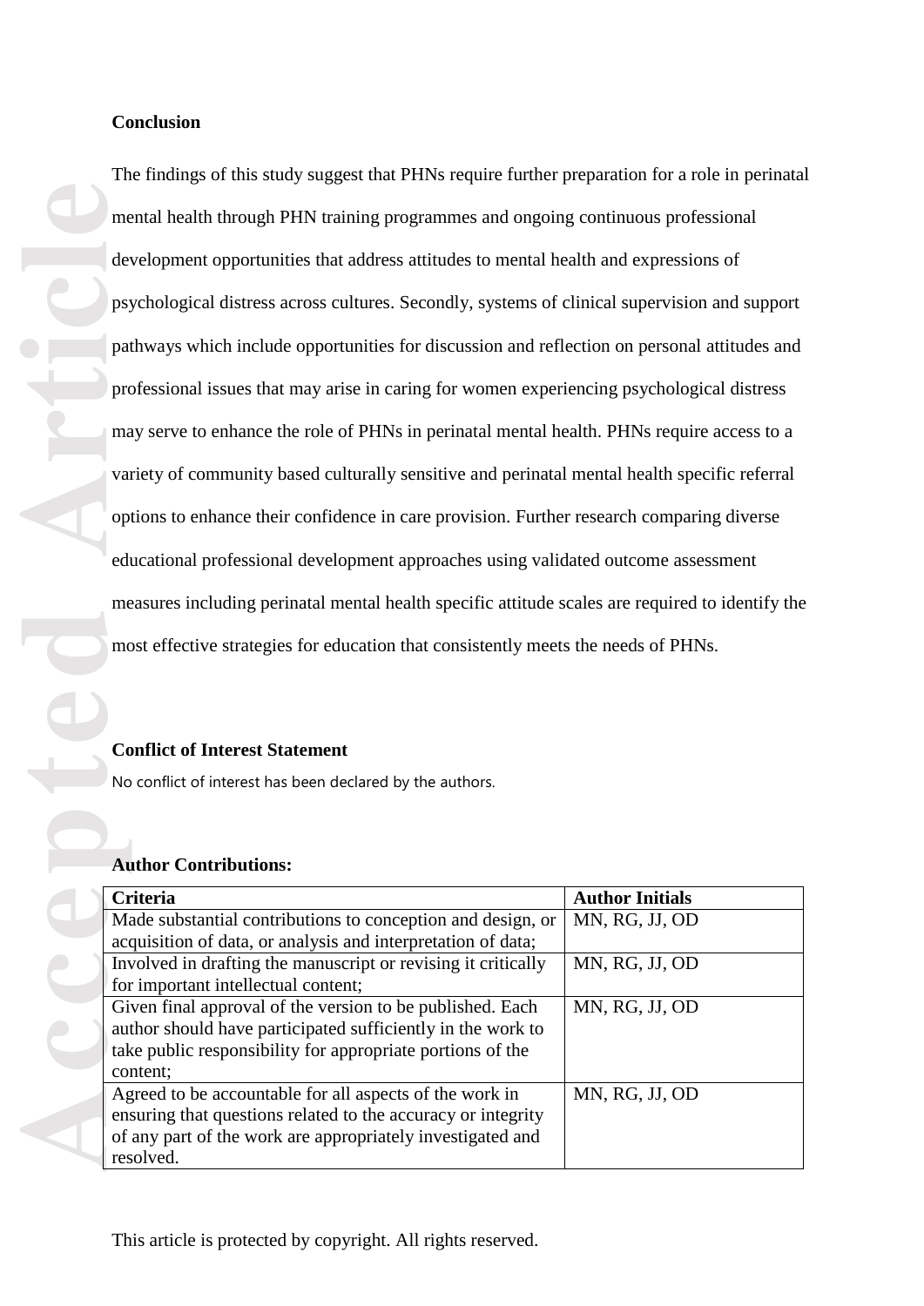## Conclusion

The findings of this study suggest that PHNs require further preparation for a role in perinatal mental health through PHN training programmes and ongoing continuous professional development opportunities that address attitudes to mental health and expressions of psychological distress across cultures. Secondly, systems of clinical supervision and support pathways which include opportunities for discussion and reflection on personal attitudes and professional issues that may arise in caring for women experiencing psychological distress may serve to enhance the role of PHNs in perinatal mental health. PHNs require access to a variety of community based culturally sensitive and perinatal mental health specific referral options to enhance their confidence in care provision. Further research comparing diverse educational professional development approaches using validated outcome assessment measures including perinatal mental health specific attitude scales are required to identify the most effective strategies for education that consistently meets the needs of PHNs.

## Conflict of Interest Statement

No conflict of interest has been declared by the authors.

## Author Contributions:

| Criteria | Author Initials |
|---|---|
| Made substantial contributions to conception and design, or acquisition of data, or analysis and interpretation of data; | MN, RG, JJ, OD |
| Involved in drafting the manuscript or revising it critically for important intellectual content; | MN, RG, JJ, OD |
| Given final approval of the version to be published. Each author should have participated sufficiently in the work to take public responsibility for appropriate portions of the content; | MN, RG, JJ, OD |
| Agreed to be accountable for all aspects of the work in ensuring that questions related to the accuracy or integrity of any part of the work are appropriately investigated and resolved. | MN, RG, JJ, OD |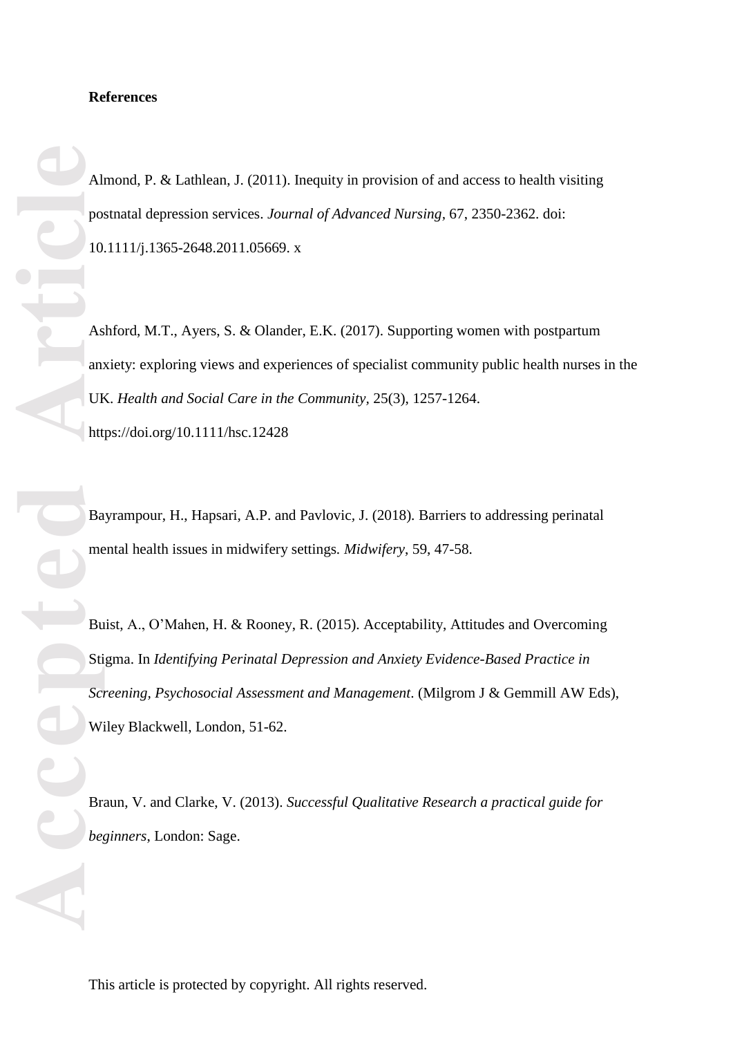**References**

Almond, P. & Lathlean, J. (2011). Inequity in provision of and access to health visiting postnatal depression services. *Journal of Advanced Nursing*, 67, 2350-2362. doi: 10.1111/j.1365-2648.2011.05669. x

Ashford, M.T., Ayers, S. & Olander, E.K. (2017). Supporting women with postpartum anxiety: exploring views and experiences of specialist community public health nurses in the UK. *Health and Social Care in the Community*, 25(3), 1257-1264. https://doi.org/10.1111/hsc.12428

Bayrampour, H., Hapsari, A.P. and Pavlovic, J. (2018). Barriers to addressing perinatal mental health issues in midwifery settings. *Midwifery*, 59, 47-58.

Buist, A., O'Mahen, H. & Rooney, R. (2015). Acceptability, Attitudes and Overcoming Stigma. In *Identifying Perinatal Depression and Anxiety Evidence-Based Practice in Screening, Psychosocial Assessment and Management*. (Milgrom J & Gemmill AW Eds), Wiley Blackwell, London, 51-62.

Braun, V. and Clarke, V. (2013). *Successful Qualitative Research a practical guide for beginners*, London: Sage.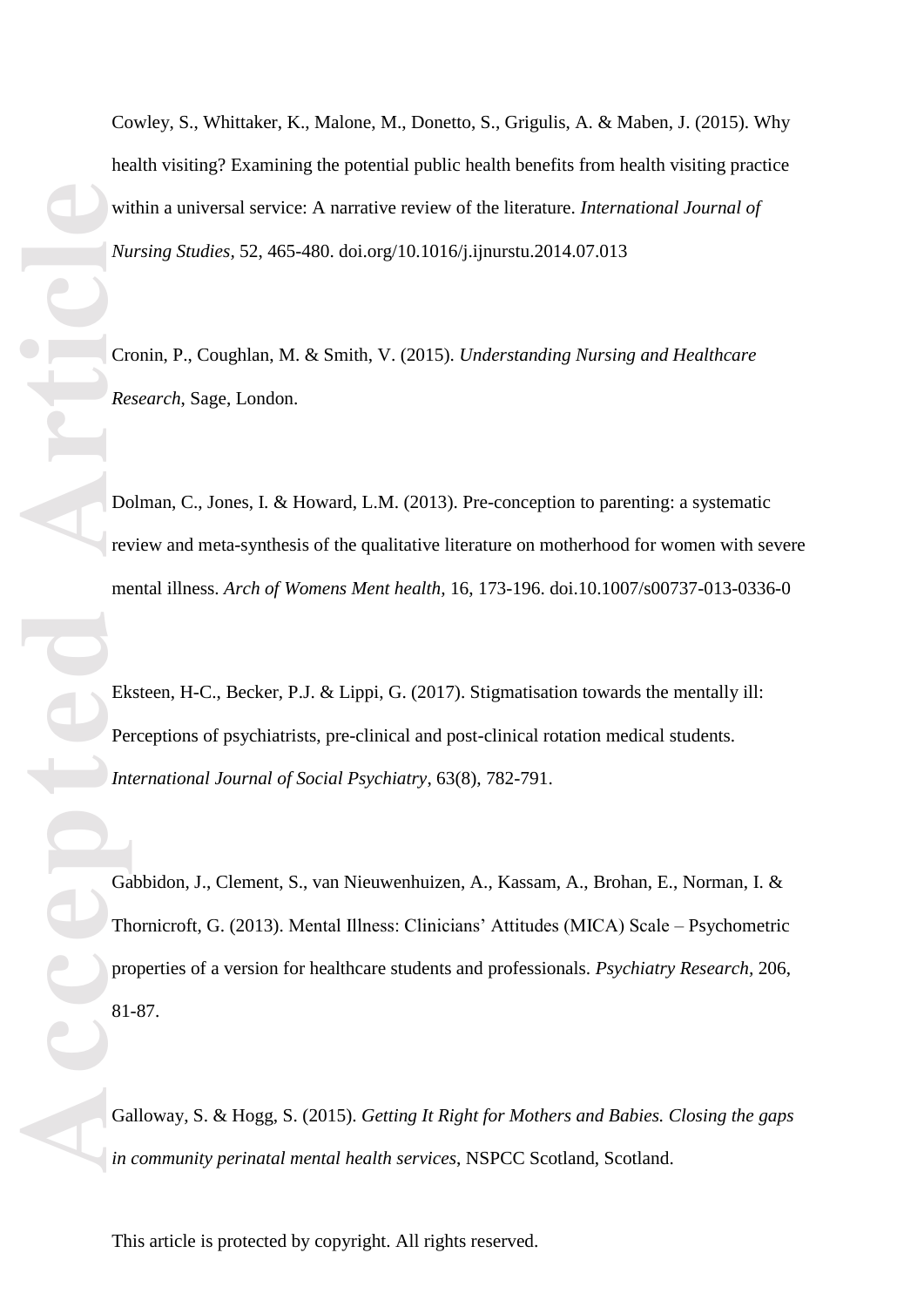Cowley, S., Whittaker, K., Malone, M., Donetto, S., Grigulis, A. & Maben, J. (2015). Why health visiting? Examining the potential public health benefits from health visiting practice within a universal service: A narrative review of the literature. *International Journal of Nursing Studies*, 52, 465-480. doi.org/10.1016/j.ijnurstu.2014.07.013

Cronin, P., Coughlan, M. & Smith, V. (2015). *Understanding Nursing and Healthcare Research*, Sage, London.

Dolman, C., Jones, I. & Howard, L.M. (2013). Pre-conception to parenting: a systematic review and meta-synthesis of the qualitative literature on motherhood for women with severe mental illness. *Arch of Womens Ment health*, 16, 173-196. doi.10.1007/s00737-013-0336-0

Eksteen, H-C., Becker, P.J. & Lippi, G. (2017). Stigmatisation towards the mentally ill: Perceptions of psychiatrists, pre-clinical and post-clinical rotation medical students. *International Journal of Social Psychiatry*, 63(8), 782-791.

Gabbidon, J., Clement, S., van Nieuwenhuizen, A., Kassam, A., Brohan, E., Norman, I. & Thornicroft, G. (2013). Mental Illness: Clinicians' Attitudes (MICA) Scale – Psychometric properties of a version for healthcare students and professionals. *Psychiatry Research*, 206, 81-87.

Galloway, S. & Hogg, S. (2015). *Getting It Right for Mothers and Babies. Closing the gaps in community perinatal mental health services*, NSPCC Scotland, Scotland.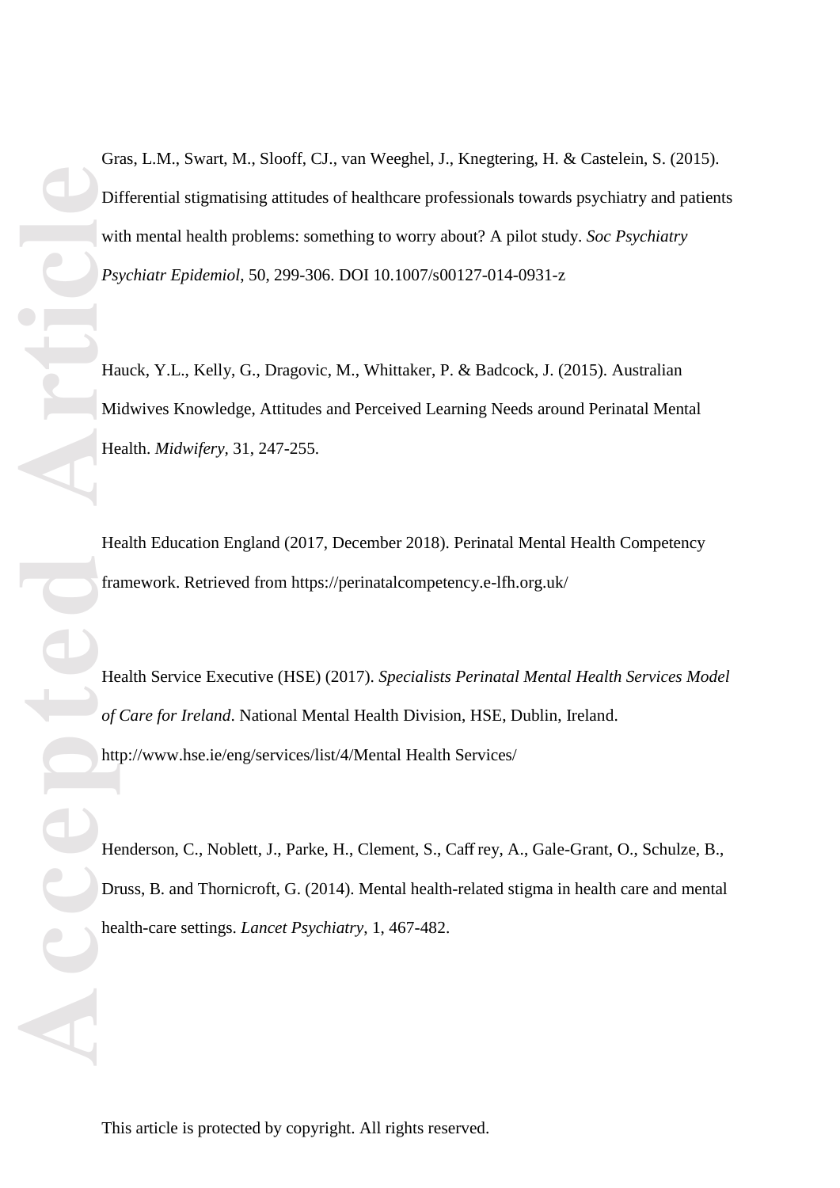Gras, L.M., Swart, M., Slooff, CJ., van Weeghel, J., Knegtering, H. & Castelein, S. (2015). Differential stigmatising attitudes of healthcare professionals towards psychiatry and patients with mental health problems: something to worry about? A pilot study. *Soc Psychiatry Psychiatr Epidemiol*, 50, 299-306. DOI 10.1007/s00127-014-0931-z

Hauck, Y.L., Kelly, G., Dragovic, M., Whittaker, P. & Badcock, J. (2015). Australian Midwives Knowledge, Attitudes and Perceived Learning Needs around Perinatal Mental Health. *Midwifery,* 31, 247-255.

Health Education England (2017, December 2018). Perinatal Mental Health Competency framework. Retrieved from https://perinatalcompetency.e-lfh.org.uk/

Health Service Executive (HSE) (2017). *Specialists Perinatal Mental Health Services Model of Care for Ireland*. National Mental Health Division, HSE, Dublin, Ireland. http://www.hse.ie/eng/services/list/4/Mental Health Services/

Henderson, C., Noblett, J., Parke, H., Clement, S., Caff rey, A., Gale-Grant, O., Schulze, B., Druss, B. and Thornicroft, G. (2014). Mental health-related stigma in health care and mental health-care settings. *Lancet Psychiatry,* 1, 467-482.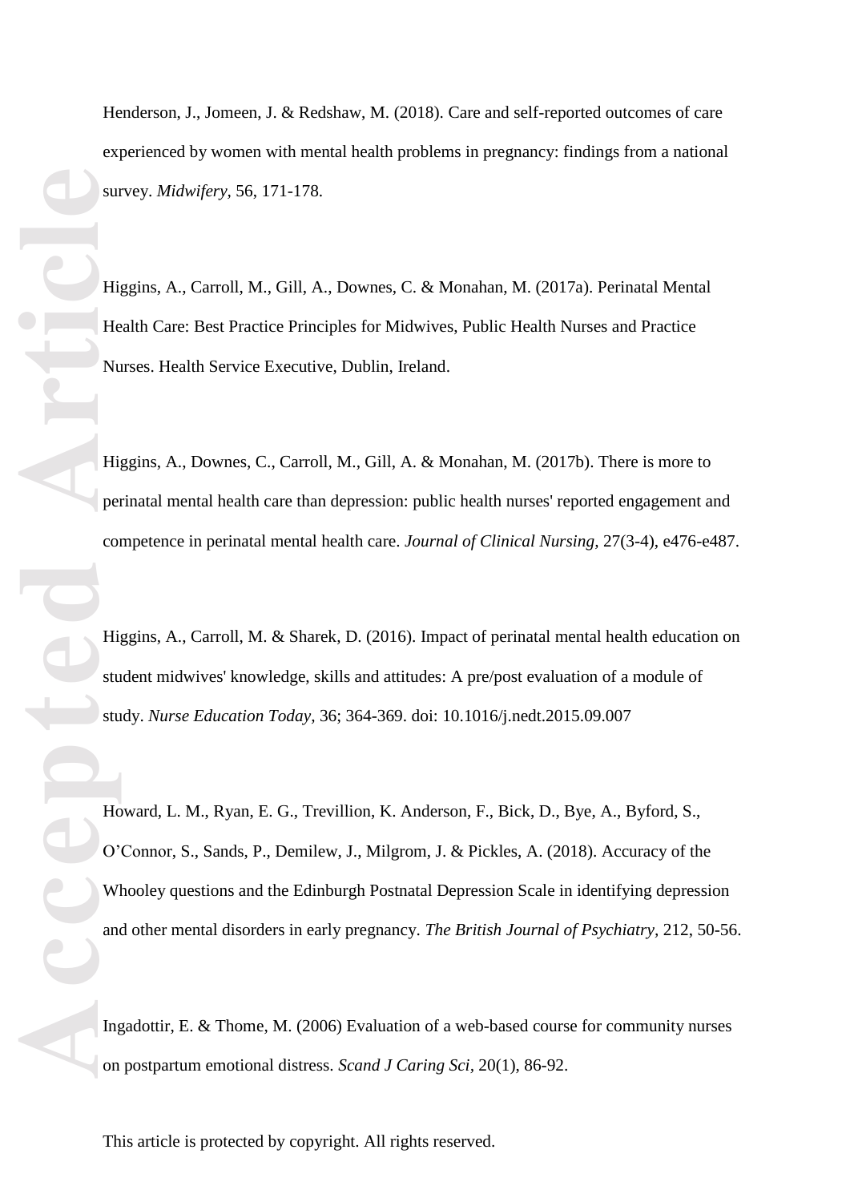Henderson, J., Jomeen, J. & Redshaw, M. (2018). Care and self-reported outcomes of care experienced by women with mental health problems in pregnancy: findings from a national survey. *Midwifery,* 56, 171-178.

Higgins, A., Carroll, M., Gill, A., Downes, C. & Monahan, M. (2017a). Perinatal Mental Health Care: Best Practice Principles for Midwives, Public Health Nurses and Practice Nurses. Health Service Executive, Dublin, Ireland.

Higgins, A., Downes, C., Carroll, M., Gill, A. & Monahan, M. (2017b). There is more to perinatal mental health care than depression: public health nurses' reported engagement and competence in perinatal mental health care. *Journal of Clinical Nursing,* 27(3-4), e476-e487.

Higgins, A., Carroll, M. & Sharek, D. (2016). Impact of perinatal mental health education on student midwives' knowledge, skills and attitudes: A pre/post evaluation of a module of study. *Nurse Education Today,* 36; 364-369. doi: 10.1016/j.nedt.2015.09.007

Howard, L. M., Ryan, E. G., Trevillion, K. Anderson, F., Bick, D., Bye, A., Byford, S., O'Connor, S., Sands, P., Demilew, J., Milgrom, J. & Pickles, A. (2018). Accuracy of the Whooley questions and the Edinburgh Postnatal Depression Scale in identifying depression and other mental disorders in early pregnancy. *The British Journal of Psychiatry,* 212, 50-56.

Ingadottir, E. & Thome, M. (2006) Evaluation of a web-based course for community nurses on postpartum emotional distress. *Scand J Caring Sci,* 20(1), 86-92.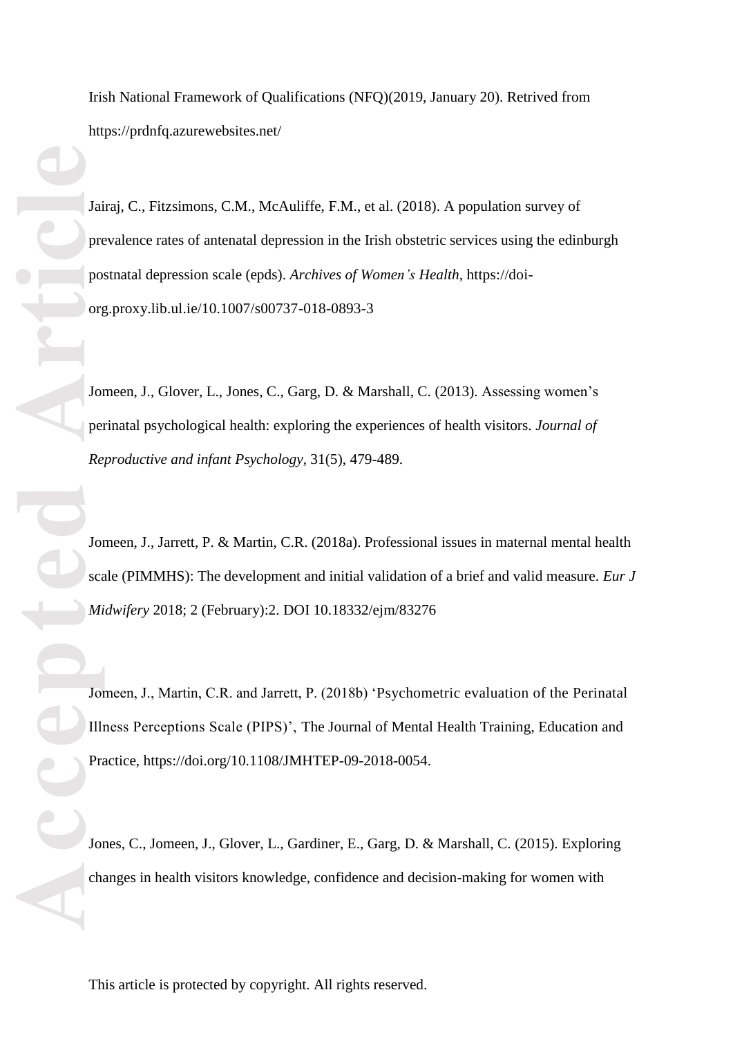Irish National Framework of Qualifications (NFQ)(2019, January 20). Retrived from https://prdnfq.azurewebsites.net/

Jairaj, C., Fitzsimons, C.M., McAuliffe, F.M., et al. (2018). A population survey of prevalence rates of antenatal depression in the Irish obstetric services using the edinburgh postnatal depression scale (epds). *Archives of Women's Health*, https://doi-org.proxy.lib.ul.ie/10.1007/s00737-018-0893-3

Jomeen, J., Glover, L., Jones, C., Garg, D. & Marshall, C. (2013). Assessing women's perinatal psychological health: exploring the experiences of health visitors. *Journal of Reproductive and infant Psychology*, 31(5), 479-489.

Jomeen, J., Jarrett, P. & Martin, C.R. (2018a). Professional issues in maternal mental health scale (PIMMHS): The development and initial validation of a brief and valid measure. *Eur J Midwifery* 2018; 2 (February):2. DOI 10.18332/ejm/83276

Jomeen, J., Martin, C.R. and Jarrett, P. (2018b) 'Psychometric evaluation of the Perinatal Illness Perceptions Scale (PIPS)', The Journal of Mental Health Training, Education and Practice, https://doi.org/10.1108/JMHTEP-09-2018-0054.

Jones, C., Jomeen, J., Glover, L., Gardiner, E., Garg, D. & Marshall, C. (2015). Exploring changes in health visitors knowledge, confidence and decision-making for women with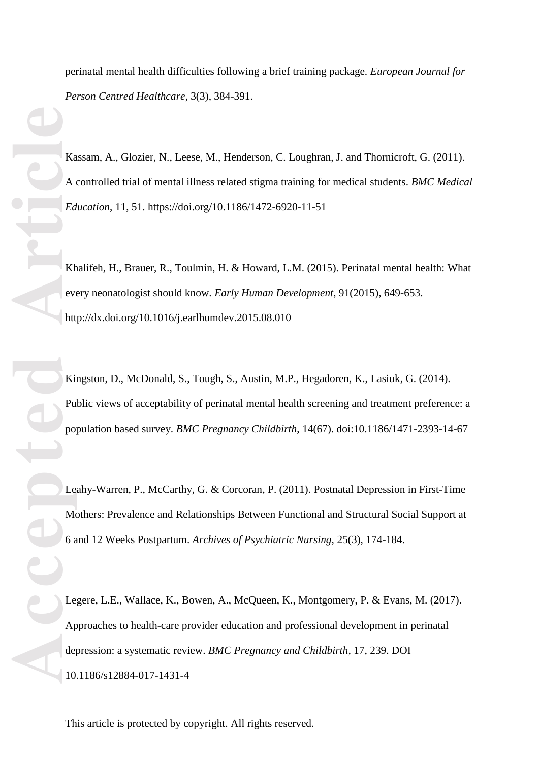perinatal mental health difficulties following a brief training package. *European Journal for Person Centred Healthcare*, 3(3), 384-391.

Kassam, A., Glozier, N., Leese, M., Henderson, C. Loughran, J. and Thornicroft, G. (2011). A controlled trial of mental illness related stigma training for medical students. *BMC Medical Education*, 11, 51. https://doi.org/10.1186/1472-6920-11-51

Khalifeh, H., Brauer, R., Toulmin, H. & Howard, L.M. (2015). Perinatal mental health: What every neonatologist should know. *Early Human Development*, 91(2015), 649-653. http://dx.doi.org/10.1016/j.earlhumdev.2015.08.010

Kingston, D., McDonald, S., Tough, S., Austin, M.P., Hegadoren, K., Lasiuk, G. (2014). Public views of acceptability of perinatal mental health screening and treatment preference: a population based survey. *BMC Pregnancy Childbirth*, 14(67). doi:10.1186/1471-2393-14-67

Leahy-Warren, P., McCarthy, G. & Corcoran, P. (2011). Postnatal Depression in First-Time Mothers: Prevalence and Relationships Between Functional and Structural Social Support at 6 and 12 Weeks Postpartum. *Archives of Psychiatric Nursing*, 25(3), 174-184.

Legere, L.E., Wallace, K., Bowen, A., McQueen, K., Montgomery, P. & Evans, M. (2017). Approaches to health-care provider education and professional development in perinatal depression: a systematic review. *BMC Pregnancy and Childbirth*, 17, 239. DOI 10.1186/s12884-017-1431-4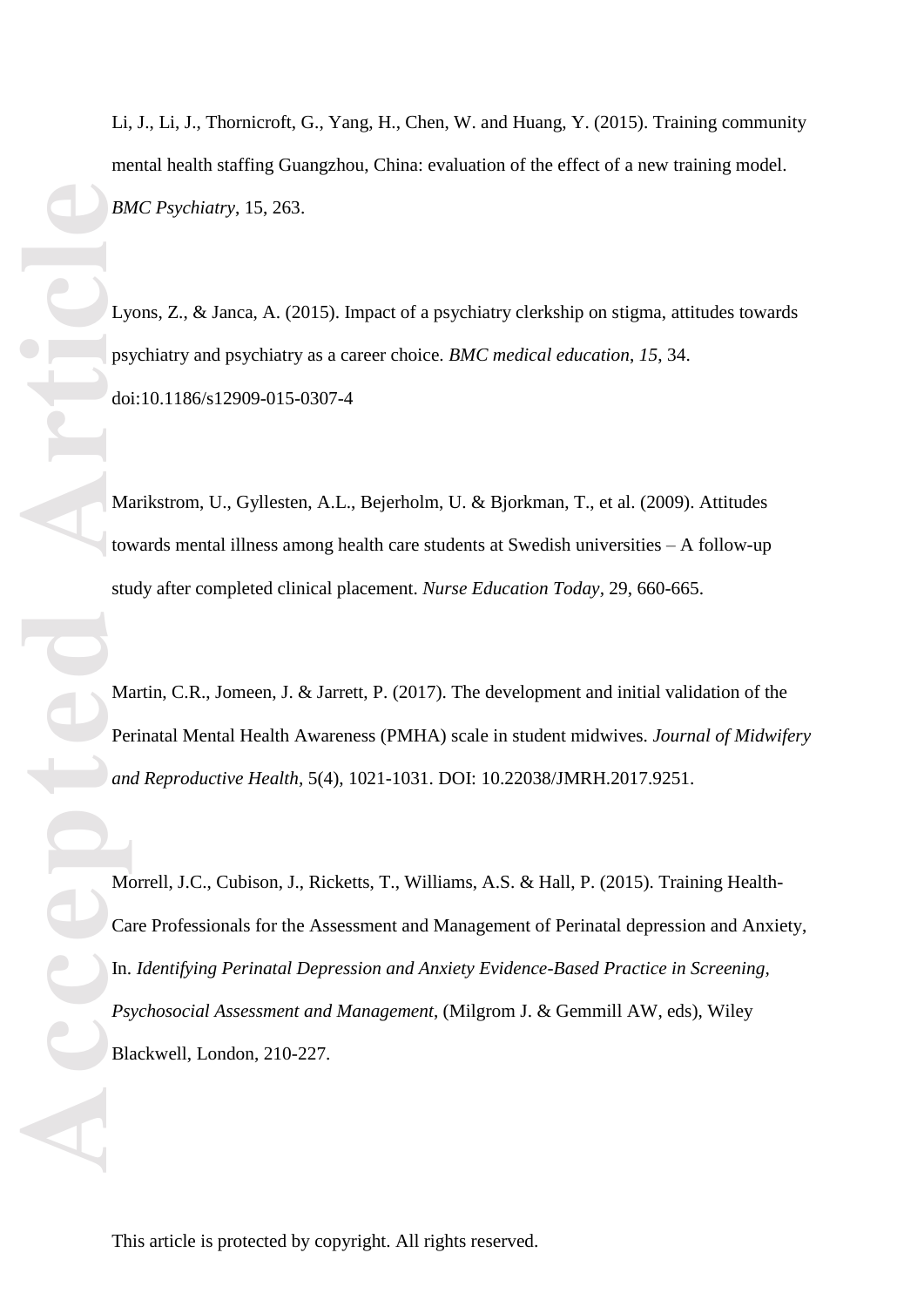Li, J., Li, J., Thornicroft, G., Yang, H., Chen, W. and Huang, Y. (2015). Training community mental health staffing Guangzhou, China: evaluation of the effect of a new training model. *BMC Psychiatry*, 15, 263.

Lyons, Z., & Janca, A. (2015). Impact of a psychiatry clerkship on stigma, attitudes towards psychiatry and psychiatry as a career choice. *BMC medical education*, *15*, 34. doi:10.1186/s12909-015-0307-4

Marikstrom, U., Gyllesten, A.L., Bejerholm, U. & Bjorkman, T., et al. (2009). Attitudes towards mental illness among health care students at Swedish universities – A follow-up study after completed clinical placement. *Nurse Education Today*, 29, 660-665.

Martin, C.R., Jomeen, J. & Jarrett, P. (2017). The development and initial validation of the Perinatal Mental Health Awareness (PMHA) scale in student midwives. *Journal of Midwifery and Reproductive Health,* 5(4), 1021-1031. DOI: 10.22038/JMRH.2017.9251.

Morrell, J.C., Cubison, J., Ricketts, T., Williams, A.S. & Hall, P. (2015). Training Health-Care Professionals for the Assessment and Management of Perinatal depression and Anxiety, In. *Identifying Perinatal Depression and Anxiety Evidence-Based Practice in Screening, Psychosocial Assessment and Management*, (Milgrom J. & Gemmill AW, eds), Wiley Blackwell, London, 210-227.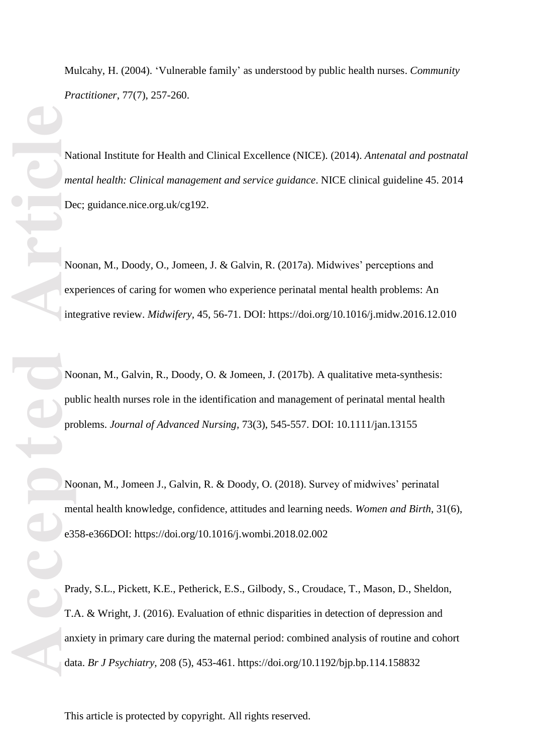Mulcahy, H. (2004). ‘Vulnerable family’ as understood by public health nurses. *Community Practitioner*, 77(7), 257-260.

National Institute for Health and Clinical Excellence (NICE). (2014). *Antenatal and postnatal mental health: Clinical management and service guidance*. NICE clinical guideline 45. 2014 Dec; guidance.nice.org.uk/cg192.

Noonan, M., Doody, O., Jomeen, J. & Galvin, R. (2017a). Midwives’ perceptions and experiences of caring for women who experience perinatal mental health problems: An integrative review. *Midwifery,* 45, 56-71. DOI: https://doi.org/10.1016/j.midw.2016.12.010

Noonan, M., Galvin, R., Doody, O. & Jomeen, J. (2017b). A qualitative meta-synthesis: public health nurses role in the identification and management of perinatal mental health problems. *Journal of Advanced Nursing,* 73(3), 545-557. DOI: 10.1111/jan.13155

Noonan, M., Jomeen J., Galvin, R. & Doody, O. (2018). Survey of midwives’ perinatal mental health knowledge, confidence, attitudes and learning needs. *Women and Birth*, 31(6), e358-e366DOI: https://doi.org/10.1016/j.wombi.2018.02.002

Prady, S.L., Pickett, K.E., Petherick, E.S., Gilbody, S., Croudace, T., Mason, D., Sheldon, T.A. & Wright, J. (2016). Evaluation of ethnic disparities in detection of depression and anxiety in primary care during the maternal period: combined analysis of routine and cohort data. *Br J Psychiatry,* 208 (5), 453-461. https://doi.org/10.1192/bjp.bp.114.158832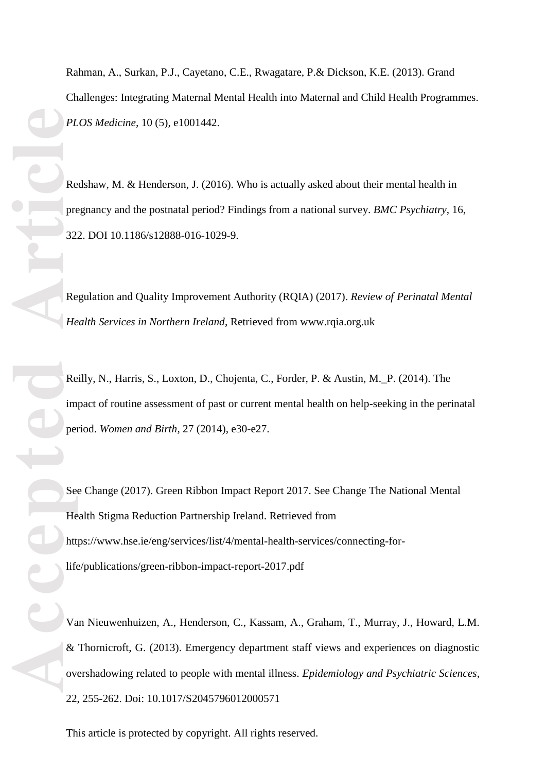Rahman, A., Surkan, P.J., Cayetano, C.E., Rwagatare, P.& Dickson, K.E. (2013). Grand Challenges: Integrating Maternal Mental Health into Maternal and Child Health Programmes. *PLOS Medicine*, 10 (5), e1001442.

Redshaw, M. & Henderson, J. (2016). Who is actually asked about their mental health in pregnancy and the postnatal period? Findings from a national survey. *BMC Psychiatry*, 16, 322. DOI 10.1186/s12888-016-1029-9.

Regulation and Quality Improvement Authority (RQIA) (2017). *Review of Perinatal Mental Health Services in Northern Ireland*, Retrieved from www.rqia.org.uk

Reilly, N., Harris, S., Loxton, D., Chojenta, C., Forder, P. & Austin, M._P. (2014). The impact of routine assessment of past or current mental health on help-seeking in the perinatal period. *Women and Birth*, 27 (2014), e30-e27.

See Change (2017). Green Ribbon Impact Report 2017. See Change The National Mental Health Stigma Reduction Partnership Ireland. Retrieved from https://www.hse.ie/eng/services/list/4/mental-health-services/connecting-for-life/publications/green-ribbon-impact-report-2017.pdf

Van Nieuwenhuizen, A., Henderson, C., Kassam, A., Graham, T., Murray, J., Howard, L.M. & Thornicroft, G. (2013). Emergency department staff views and experiences on diagnostic overshadowing related to people with mental illness. *Epidemiology and Psychiatric Sciences*, 22, 255-262. Doi: 10.1017/S2045796012000571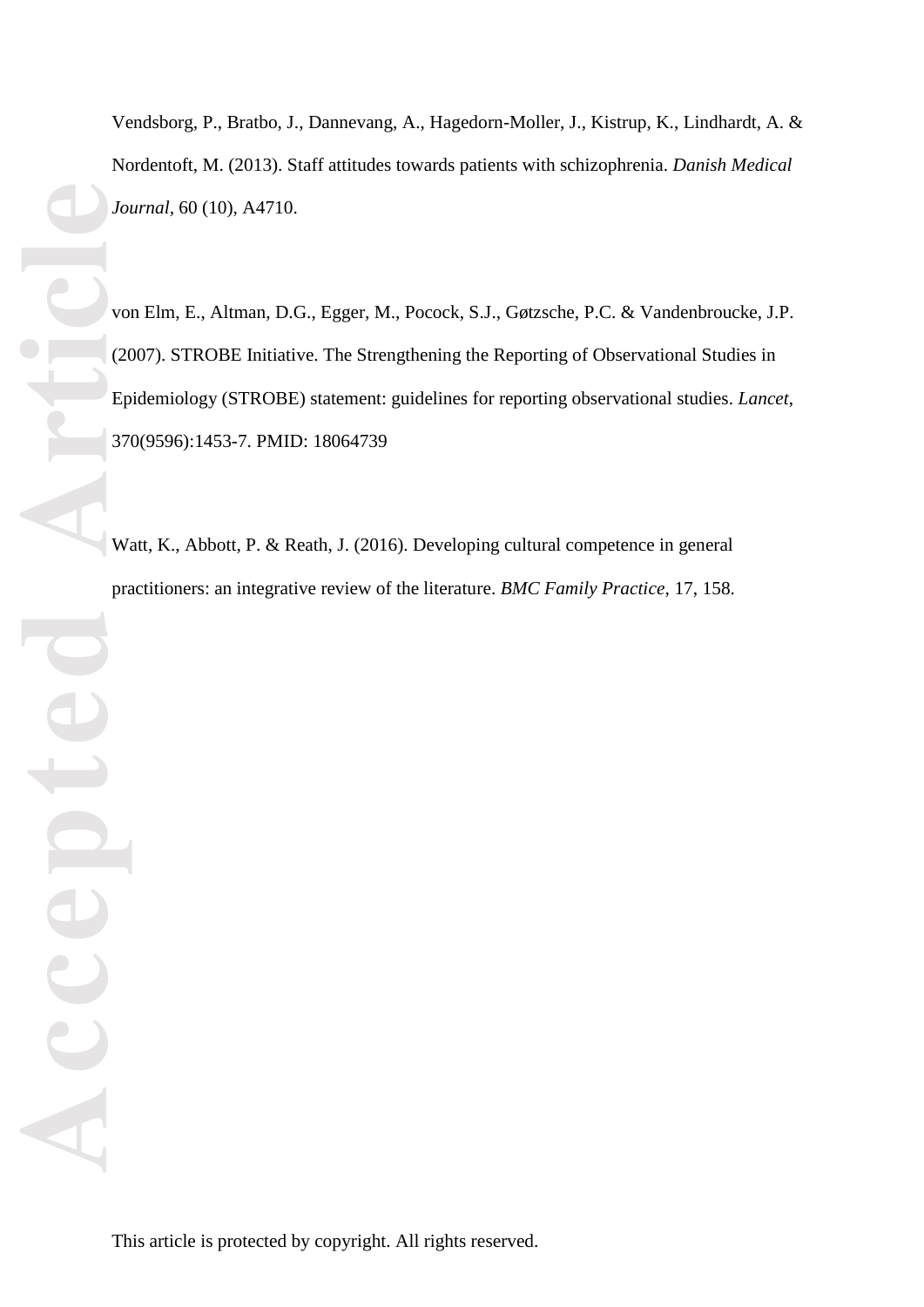Vendsborg, P., Bratbo, J., Dannevang, A., Hagedorn-Moller, J., Kistrup, K., Lindhardt, A. & Nordentoft, M. (2013). Staff attitudes towards patients with schizophrenia. *Danish Medical Journal*, 60 (10), A4710.

von Elm, E., Altman, D.G., Egger, M., Pocock, S.J., Gøtzsche, P.C. & Vandenbroucke, J.P. (2007). STROBE Initiative. The Strengthening the Reporting of Observational Studies in Epidemiology (STROBE) statement: guidelines for reporting observational studies. *Lancet*, 370(9596):1453-7. PMID: 18064739

Watt, K., Abbott, P. & Reath, J. (2016). Developing cultural competence in general practitioners: an integrative review of the literature. *BMC Family Practice*, 17, 158.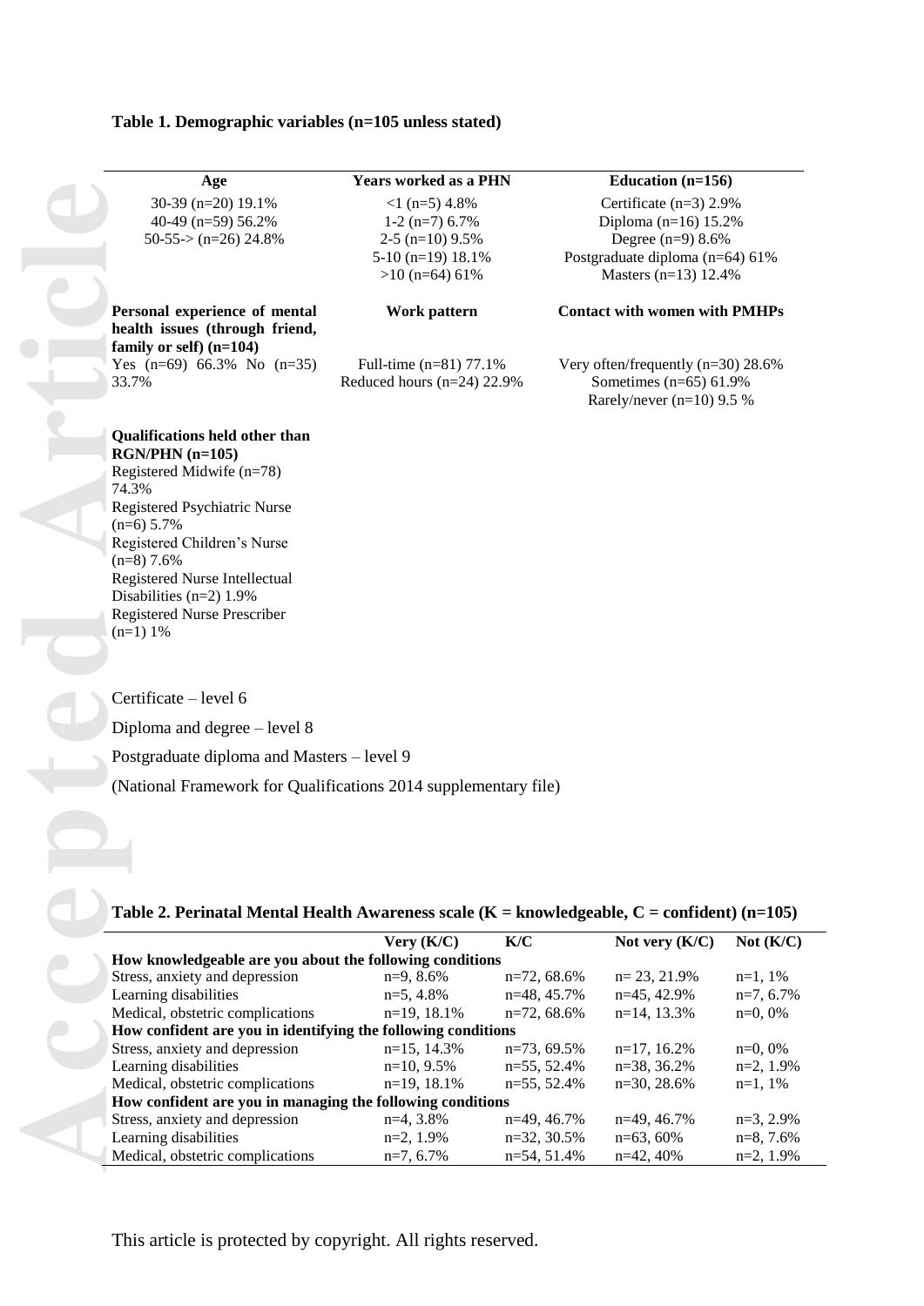**Table 1. Demographic variables (n=105 unless stated)**

| Age | Years worked as a PHN | Education (n=156) |
|---|---|---|
| 30-39 (n=20) 19.1%<br>40-49 (n=59) 56.2%<br>50-55-> (n=26) 24.8% | <1 (n=5) 4.8%<br>1-2 (n=7) 6.7%<br>2-5 (n=10) 9.5%<br>5-10 (n=19) 18.1%<br>>10 (n=64) 61% | Certificate (n=3) 2.9%<br>Diploma (n=16) 15.2%<br>Degree (n=9) 8.6%<br>Postgraduate diploma (n=64) 61%<br>Masters (n=13) 12.4% |
| **Personal experience of mental health issues (through friend, family or self) (n=104)** | **Work pattern** | **Contact with women with PMHPs** |
| Yes (n=69) 66.3% No (n=35) 33.7% | Full-time (n=81) 77.1%<br>Reduced hours (n=24) 22.9% | Very often/frequently (n=30) 28.6%<br>Sometimes (n=65) 61.9%<br>Rarely/never (n=10) 9.5 % |
| **Qualifications held other than RGN/PHN (n=105)** | | |
| Registered Midwife (n=78) 74.3%<br>Registered Psychiatric Nurse (n=6) 5.7%<br>Registered Children's Nurse (n=8) 7.6%<br>Registered Nurse Intellectual Disabilities (n=2) 1.9%<br>Registered Nurse Prescriber (n=1) 1% | | |

Certificate – level 6

Diploma and degree – level 8

Postgraduate diploma and Masters – level 9

(National Framework for Qualifications 2014 supplementary file)

**Table 2. Perinatal Mental Health Awareness scale (K = knowledgeable, C = confident) (n=105)**

| | Very (K/C) | K/C | Not very (K/C) | Not (K/C) |
|---|---|---|---|---|
| **How knowledgeable are you about the following conditions** | | | | |
| Stress, anxiety and depression | n=9, 8.6% | n=72, 68.6% | n= 23, 21.9% | n=1, 1% |
| Learning disabilities | n=5, 4.8% | n=48, 45.7% | n=45, 42.9% | n=7, 6.7% |
| Medical, obstetric complications | n=19, 18.1% | n=72, 68.6% | n=14, 13.3% | n=0, 0% |
| **How confident are you in identifying the following conditions** | | | | |
| Stress, anxiety and depression | n=15, 14.3% | n=73, 69.5% | n=17, 16.2% | n=0, 0% |
| Learning disabilities | n=10, 9.5% | n=55, 52.4% | n=38, 36.2% | n=2, 1.9% |
| Medical, obstetric complications | n=19, 18.1% | n=55, 52.4% | n=30, 28.6% | n=1, 1% |
| **How confident are you in managing the following conditions** | | | | |
| Stress, anxiety and depression | n=4, 3.8% | n=49, 46.7% | n=49, 46.7% | n=3, 2.9% |
| Learning disabilities | n=2, 1.9% | n=32, 30.5% | n=63, 60% | n=8, 7.6% |
| Medical, obstetric complications | n=7, 6.7% | n=54, 51.4% | n=42, 40% | n=2, 1.9% |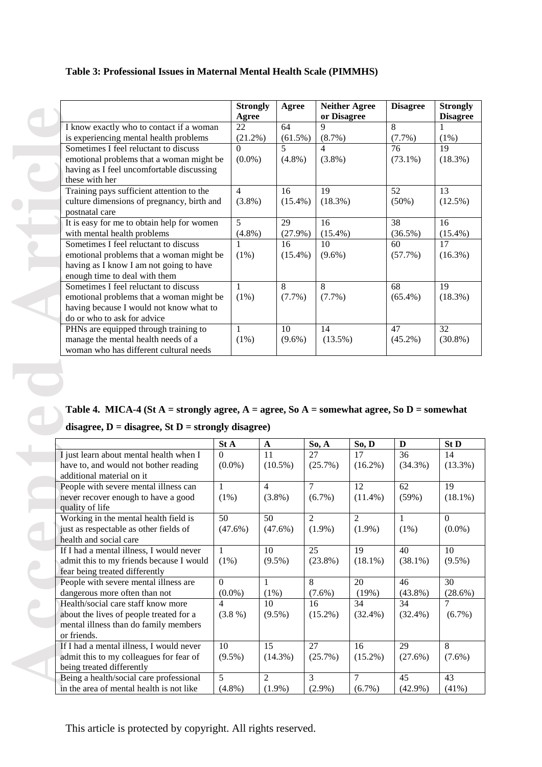**Table 3: Professional Issues in Maternal Mental Health Scale (PIMMHS)**

| | Strongly Agree | Agree | Neither Agree or Disagree | Disagree | Strongly Disagree |
|---|---|---|---|---|---|
| I know exactly who to contact if a woman is experiencing mental health problems | 22 (21.2%) | 64 (61.5%) | 9 (8.7%) | 8 (7.7%) | 1 (1%) |
| Sometimes I feel reluctant to discuss emotional problems that a woman might be having as I feel uncomfortable discussing these with her | 0 (0.0%) | 5 (4.8%) | 4 (3.8%) | 76 (73.1%) | 19 (18.3%) |
| Training pays sufficient attention to the culture dimensions of pregnancy, birth and postnatal care | 4 (3.8%) | 16 (15.4%) | 19 (18.3%) | 52 (50%) | 13 (12.5%) |
| It is easy for me to obtain help for women with mental health problems | 5 (4.8%) | 29 (27.9%) | 16 (15.4%) | 38 (36.5%) | 16 (15.4%) |
| Sometimes I feel reluctant to discuss emotional problems that a woman might be having as I know I am not going to have enough time to deal with them | 1 (1%) | 16 (15.4%) | 10 (9.6%) | 60 (57.7%) | 17 (16.3%) |
| Sometimes I feel reluctant to discuss emotional problems that a woman might be having because I would not know what to do or who to ask for advice | 1 (1%) | 8 (7.7%) | 8 (7.7%) | 68 (65.4%) | 19 (18.3%) |
| PHNs are equipped through training to manage the mental health needs of a woman who has different cultural needs | 1 (1%) | 10 (9.6%) | 14 (13.5%) | 47 (45.2%) | 32 (30.8%) |

**Table 4. MICA-4 (St A = strongly agree, A = agree, So A = somewhat agree, So D = somewhat disagree, D = disagree, St D = strongly disagree)**

| | St A | A | So, A | So, D | D | St D |
|---|---|---|---|---|---|---|
| I just learn about mental health when I have to, and would not bother reading additional material on it | 0 (0.0%) | 11 (10.5%) | 27 (25.7%) | 17 (16.2%) | 36 (34.3%) | 14 (13.3%) |
| People with severe mental illness can never recover enough to have a good quality of life | 1 (1%) | 4 (3.8%) | 7 (6.7%) | 12 (11.4%) | 62 (59%) | 19 (18.1%) |
| Working in the mental health field is just as respectable as other fields of health and social care | 50 (47.6%) | 50 (47.6%) | 2 (1.9%) | 2 (1.9%) | 1 (1%) | 0 (0.0%) |
| If I had a mental illness, I would never admit this to my friends because I would fear being treated differently | 1 (1%) | 10 (9.5%) | 25 (23.8%) | 19 (18.1%) | 40 (38.1%) | 10 (9.5%) |
| People with severe mental illness are dangerous more often than not | 0 (0.0%) | 1 (1%) | 8 (7.6%) | 20 (19%) | 46 (43.8%) | 30 (28.6%) |
| Health/social care staff know more about the lives of people treated for a mental illness than do family members or friends. | 4 (3.8 %) | 10 (9.5%) | 16 (15.2%) | 34 (32.4%) | 34 (32.4%) | 7 (6.7%) |
| If I had a mental illness, I would never admit this to my colleagues for fear of being treated differently | 10 (9.5%) | 15 (14.3%) | 27 (25.7%) | 16 (15.2%) | 29 (27.6%) | 8 (7.6%) |
| Being a health/social care professional in the area of mental health is not like | 5 (4.8%) | 2 (1.9%) | 3 (2.9%) | 7 (6.7%) | 45 (42.9%) | 43 (41%) |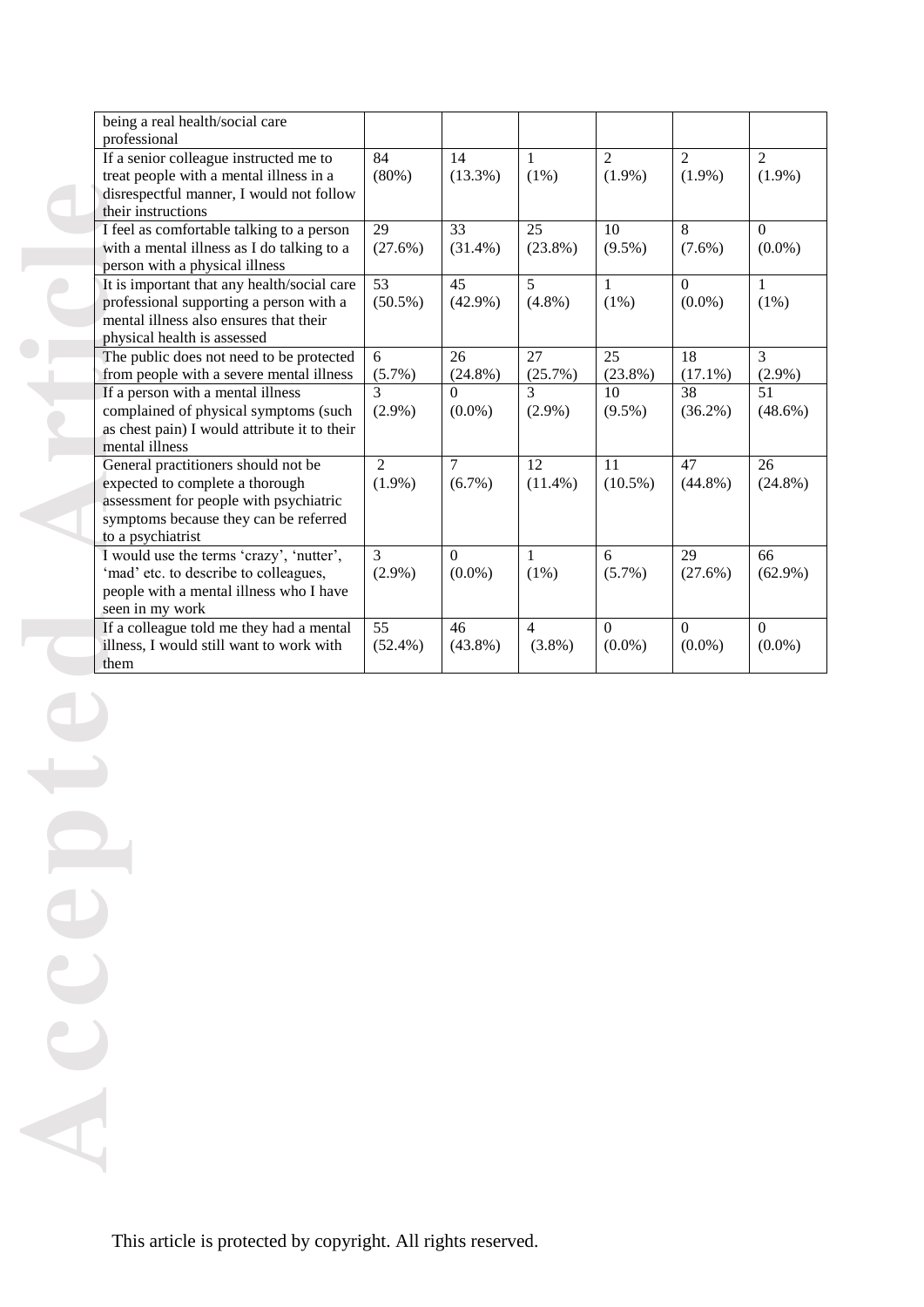| | | | | | | |
|---|---|---|---|---|---|---|
| being a real health/social care professional | | | | | | |
| If a senior colleague instructed me to treat people with a mental illness in a disrespectful manner, I would not follow their instructions | 84 (80%) | 14 (13.3%) | 1 (1%) | 2 (1.9%) | 2 (1.9%) | 2 (1.9%) |
| I feel as comfortable talking to a person with a mental illness as I do talking to a person with a physical illness | 29 (27.6%) | 33 (31.4%) | 25 (23.8%) | 10 (9.5%) | 8 (7.6%) | 0 (0.0%) |
| It is important that any health/social care professional supporting a person with a mental illness also ensures that their physical health is assessed | 53 (50.5%) | 45 (42.9%) | 5 (4.8%) | 1 (1%) | 0 (0.0%) | 1 (1%) |
| The public does not need to be protected from people with a severe mental illness | 6 (5.7%) | 26 (24.8%) | 27 (25.7%) | 25 (23.8%) | 18 (17.1%) | 3 (2.9%) |
| If a person with a mental illness complained of physical symptoms (such as chest pain) I would attribute it to their mental illness | 3 (2.9%) | 0 (0.0%) | 3 (2.9%) | 10 (9.5%) | 38 (36.2%) | 51 (48.6%) |
| General practitioners should not be expected to complete a thorough assessment for people with psychiatric symptoms because they can be referred to a psychiatrist | 2 (1.9%) | 7 (6.7%) | 12 (11.4%) | 11 (10.5%) | 47 (44.8%) | 26 (24.8%) |
| I would use the terms 'crazy', 'nutter', 'mad' etc. to describe to colleagues, people with a mental illness who I have seen in my work | 3 (2.9%) | 0 (0.0%) | 1 (1%) | 6 (5.7%) | 29 (27.6%) | 66 (62.9%) |
| If a colleague told me they had a mental illness, I would still want to work with them | 55 (52.4%) | 46 (43.8%) | 4 (3.8%) | 0 (0.0%) | 0 (0.0%) | 0 (0.0%) |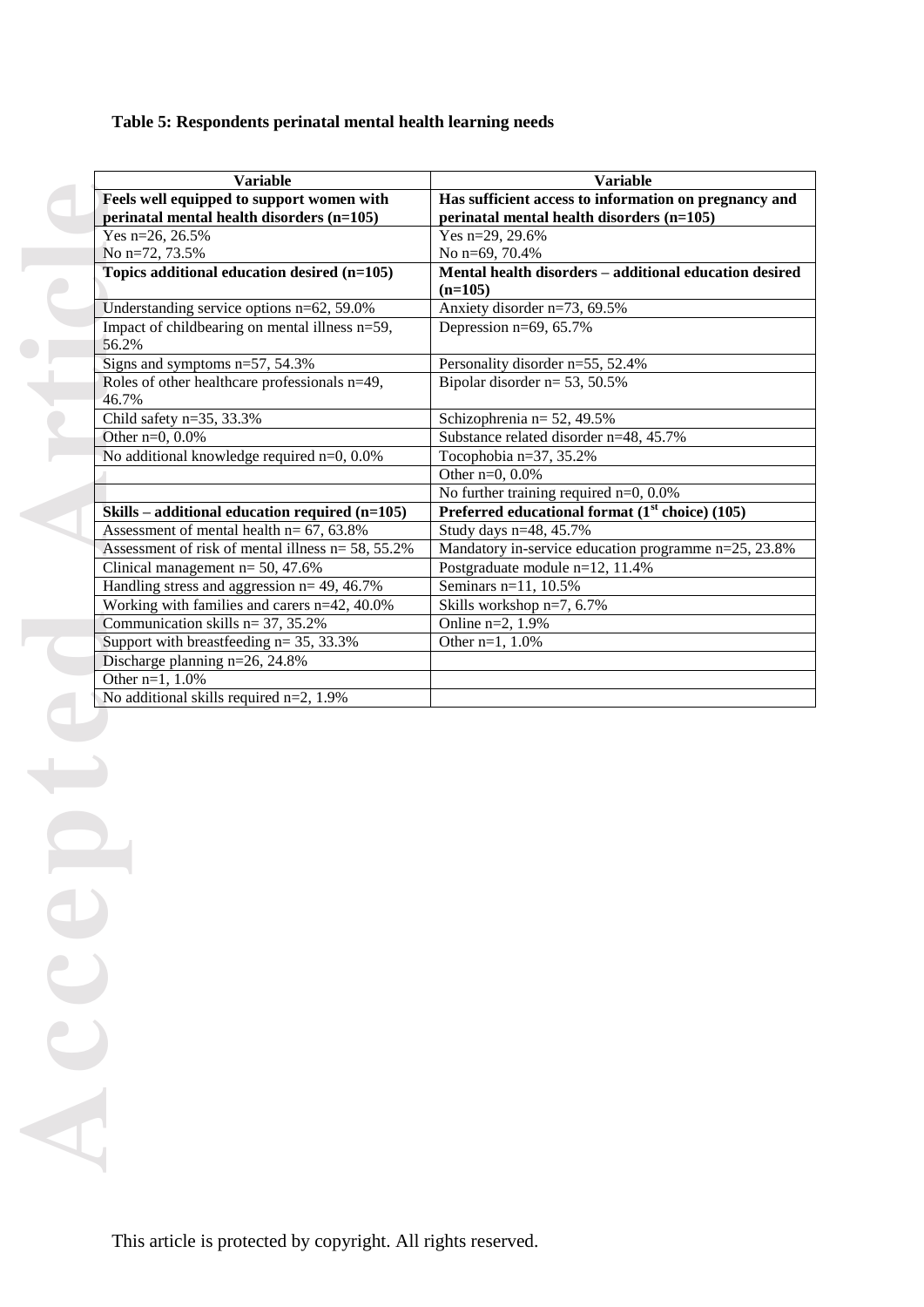**Table 5: Respondents perinatal mental health learning needs**

| Variable | Variable |
|---|---|
| **Feels well equipped to support women with perinatal mental health disorders (n=105)** | **Has sufficient access to information on pregnancy and perinatal mental health disorders (n=105)** |
| Yes n=26, 26.5%<br>No n=72, 73.5% | Yes n=29, 29.6%<br>No n=69, 70.4% |
| **Topics additional education desired (n=105)** | **Mental health disorders – additional education desired (n=105)** |
| Understanding service options n=62, 59.0% | Anxiety disorder n=73, 69.5% |
| Impact of childbearing on mental illness n=59, 56.2% | Depression n=69, 65.7% |
| Signs and symptoms n=57, 54.3% | Personality disorder n=55, 52.4% |
| Roles of other healthcare professionals n=49, 46.7% | Bipolar disorder n= 53, 50.5% |
| Child safety n=35, 33.3% | Schizophrenia n= 52, 49.5% |
| Other n=0, 0.0% | Substance related disorder n=48, 45.7% |
| No additional knowledge required n=0, 0.0% | Tocophobia n=37, 35.2% |
| | Other n=0, 0.0% |
| | No further training required n=0, 0.0% |
| **Skills – additional education required (n=105)** | **Preferred educational format (1st choice) (105)** |
| Assessment of mental health n= 67, 63.8% | Study days n=48, 45.7% |
| Assessment of risk of mental illness n= 58, 55.2% | Mandatory in-service education programme n=25, 23.8% |
| Clinical management n= 50, 47.6% | Postgraduate module n=12, 11.4% |
| Handling stress and aggression n= 49, 46.7% | Seminars n=11, 10.5% |
| Working with families and carers n=42, 40.0% | Skills workshop n=7, 6.7% |
| Communication skills n= 37, 35.2% | Online n=2, 1.9% |
| Support with breastfeeding n= 35, 33.3% | Other n=1, 1.0% |
| Discharge planning n=26, 24.8% | |
| Other n=1, 1.0% | |
| No additional skills required n=2, 1.9% | |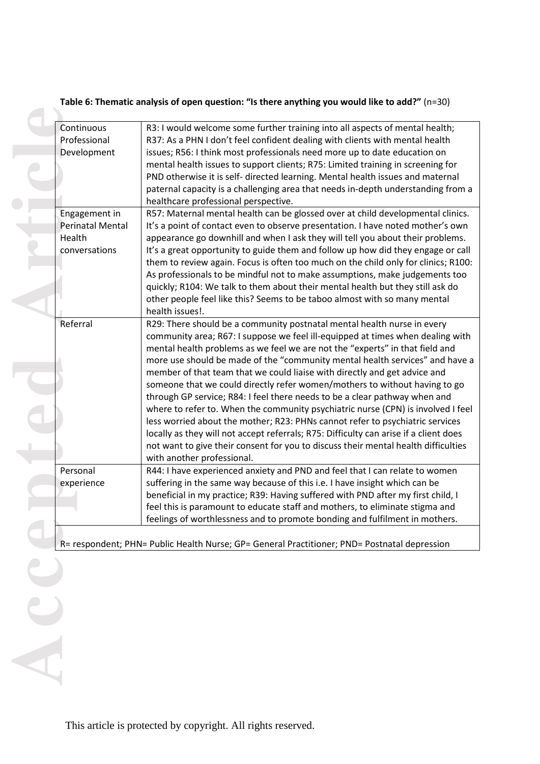**Table 6: Thematic analysis of open question: "Is there anything you would like to add?"** (n=30)

| | |
|---|---|
| Continuous Professional Development | R3: I would welcome some further training into all aspects of mental health; R37: As a PHN I don't feel confident dealing with clients with mental health issues; R56: I think most professionals need more up to date education on mental health issues to support clients; R75: Limited training in screening for PND otherwise it is self- directed learning. Mental health issues and maternal paternal capacity is a challenging area that needs in-depth understanding from a healthcare professional perspective. |
| Engagement in Perinatal Mental Health conversations | R57: Maternal mental health can be glossed over at child developmental clinics. It's a point of contact even to observe presentation. I have noted mother's own appearance go downhill and when I ask they will tell you about their problems. It's a great opportunity to guide them and follow up how did they engage or call them to review again. Focus is often too much on the child only for clinics; R100: As professionals to be mindful not to make assumptions, make judgements too quickly; R104: We talk to them about their mental health but they still ask do other people feel like this? Seems to be taboo almost with so many mental health issues!. |
| Referral | R29: There should be a community postnatal mental health nurse in every community area; R67: I suppose we feel ill-equipped at times when dealing with mental health problems as we feel we are not the "experts" in that field and more use should be made of the "community mental health services" and have a member of that team that we could liaise with directly and get advice and someone that we could directly refer women/mothers to without having to go through GP service; R84: I feel there needs to be a clear pathway when and where to refer to. When the community psychiatric nurse (CPN) is involved I feel less worried about the mother; R23: PHNs cannot refer to psychiatric services locally as they will not accept referrals; R75: Difficulty can arise if a client does not want to give their consent for you to discuss their mental health difficulties with another professional. |
| Personal experience | R44: I have experienced anxiety and PND and feel that I can relate to women suffering in the same way because of this i.e. I have insight which can be beneficial in my practice; R39: Having suffered with PND after my first child, I feel this is paramount to educate staff and mothers, to eliminate stigma and feelings of worthlessness and to promote bonding and fulfilment in mothers. |

R= respondent; PHN= Public Health Nurse; GP= General Practitioner; PND= Postnatal depression